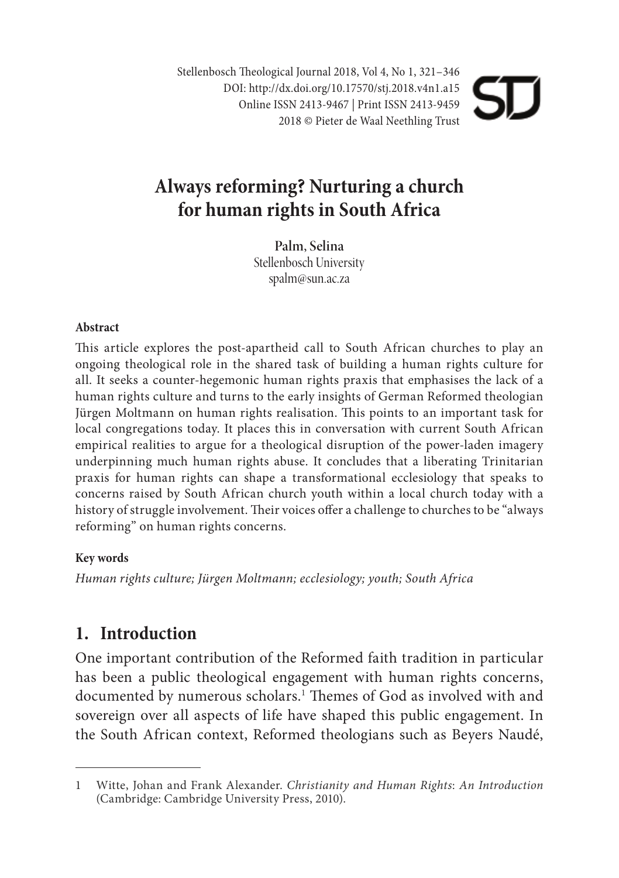Stellenbosch Theological Journal 2018, Vol 4, No 1, 321–346
DOI: http://dx.doi.org/10.17570/stj.2018.v4n1.a15
Online ISSN 2413-9467 | Print ISSN 2413-9459
2018 © Pieter de Waal Neethling Trust

# Always reforming? Nurturing a church for human rights in South Africa

**Palm, Selina**
Stellenbosch University
spalm@sun.ac.za

**Abstract**

This article explores the post-apartheid call to South African churches to play an ongoing theological role in the shared task of building a human rights culture for all. It seeks a counter-hegemonic human rights praxis that emphasises the lack of a human rights culture and turns to the early insights of German Reformed theologian Jürgen Moltmann on human rights realisation. This points to an important task for local congregations today. It places this in conversation with current South African empirical realities to argue for a theological disruption of the power-laden imagery underpinning much human rights abuse. It concludes that a liberating Trinitarian praxis for human rights can shape a transformational ecclesiology that speaks to concerns raised by South African church youth within a local church today with a history of struggle involvement. Their voices offer a challenge to churches to be "always reforming" on human rights concerns.

**Key words**

*Human rights culture; Jürgen Moltmann; ecclesiology; youth; South Africa*

## 1. Introduction

One important contribution of the Reformed faith tradition in particular has been a public theological engagement with human rights concerns, documented by numerous scholars.[1] Themes of God as involved with and sovereign over all aspects of life have shaped this public engagement. In the South African context, Reformed theologians such as Beyers Naudé,

---

1 Witte, Johan and Frank Alexander. *Christianity and Human Rights*: *An Introduction* (Cambridge: Cambridge University Press, 2010).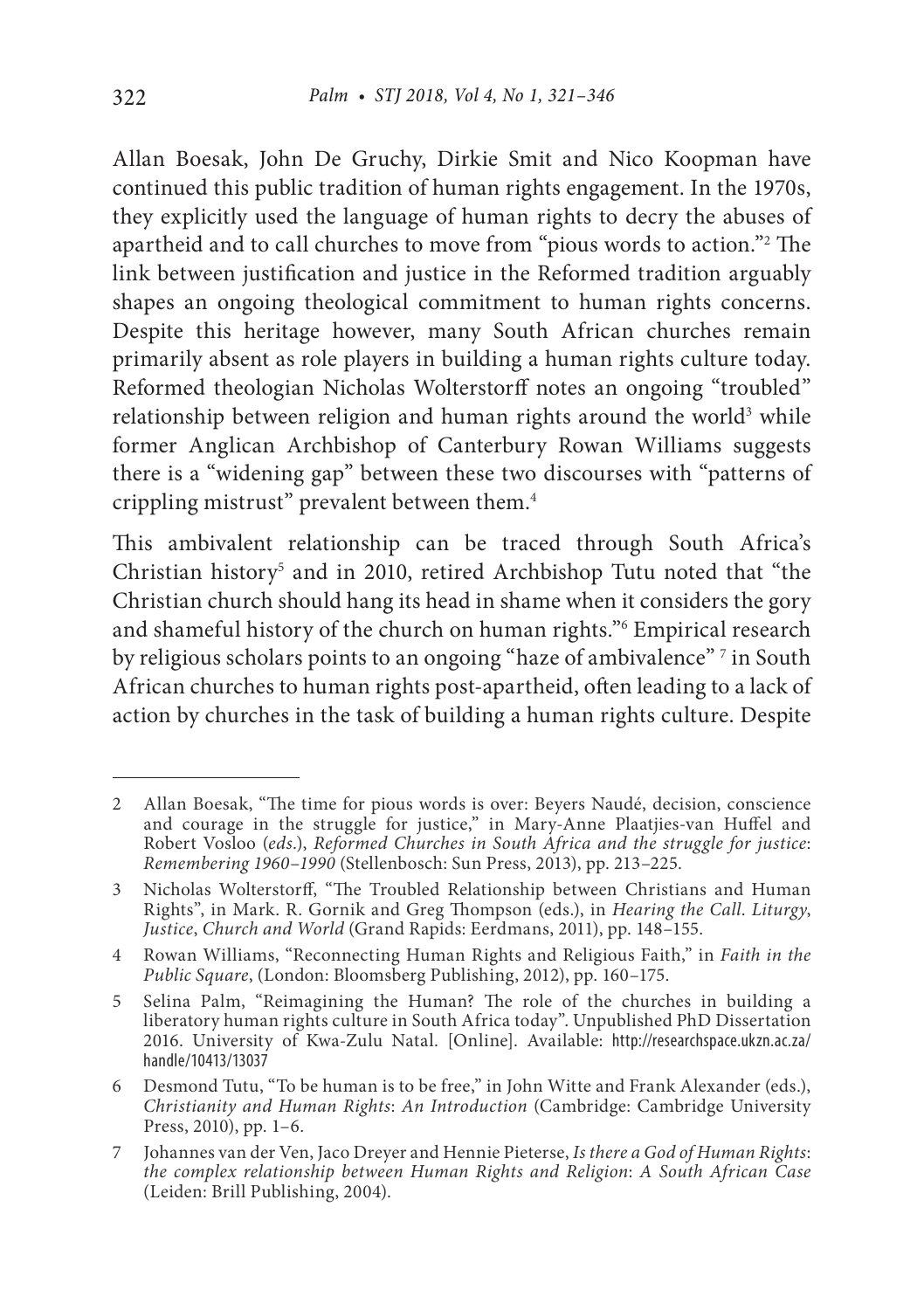Allan Boesak, John De Gruchy, Dirkie Smit and Nico Koopman have continued this public tradition of human rights engagement. In the 1970s, they explicitly used the language of human rights to decry the abuses of apartheid and to call churches to move from "pious words to action."[2] The link between justification and justice in the Reformed tradition arguably shapes an ongoing theological commitment to human rights concerns. Despite this heritage however, many South African churches remain primarily absent as role players in building a human rights culture today. Reformed theologian Nicholas Wolterstorff notes an ongoing "troubled" relationship between religion and human rights around the world[3] while former Anglican Archbishop of Canterbury Rowan Williams suggests there is a "widening gap" between these two discourses with "patterns of crippling mistrust" prevalent between them.[4]

This ambivalent relationship can be traced through South Africa's Christian history[5] and in 2010, retired Archbishop Tutu noted that "the Christian church should hang its head in shame when it considers the gory and shameful history of the church on human rights."[6] Empirical research by religious scholars points to an ongoing "haze of ambivalence" [7] in South African churches to human rights post-apartheid, often leading to a lack of action by churches in the task of building a human rights culture. Despite

---

2 Allan Boesak, "The time for pious words is over: Beyers Naudé, decision, conscience and courage in the struggle for justice," in Mary-Anne Plaatjies-van Huffel and Robert Vosloo (*eds*.), *Reformed Churches in South Africa and the struggle for justice*: *Remembering 1960–1990* (Stellenbosch: Sun Press, 2013), pp. 213–225.

3 Nicholas Wolterstorff, "The Troubled Relationship between Christians and Human Rights", in Mark. R. Gornik and Greg Thompson (eds.), in *Hearing the Call. Liturgy*, *Justice*, *Church and World* (Grand Rapids: Eerdmans, 2011), pp. 148–155.

4 Rowan Williams, "Reconnecting Human Rights and Religious Faith," in *Faith in the Public Square*, (London: Bloomsberg Publishing, 2012), pp. 160–175.

5 Selina Palm, "Reimagining the Human? The role of the churches in building a liberatory human rights culture in South Africa today". Unpublished PhD Dissertation 2016. University of Kwa-Zulu Natal. [Online]. Available: http://researchspace.ukzn.ac.za/handle/10413/13037

6 Desmond Tutu, "To be human is to be free," in John Witte and Frank Alexander (eds.), *Christianity and Human Rights*: *An Introduction* (Cambridge: Cambridge University Press, 2010), pp. 1–6.

7 Johannes van der Ven, Jaco Dreyer and Hennie Pieterse, *Is there a God of Human Rights*: *the complex relationship between Human Rights and Religion*: *A South African Case* (Leiden: Brill Publishing, 2004).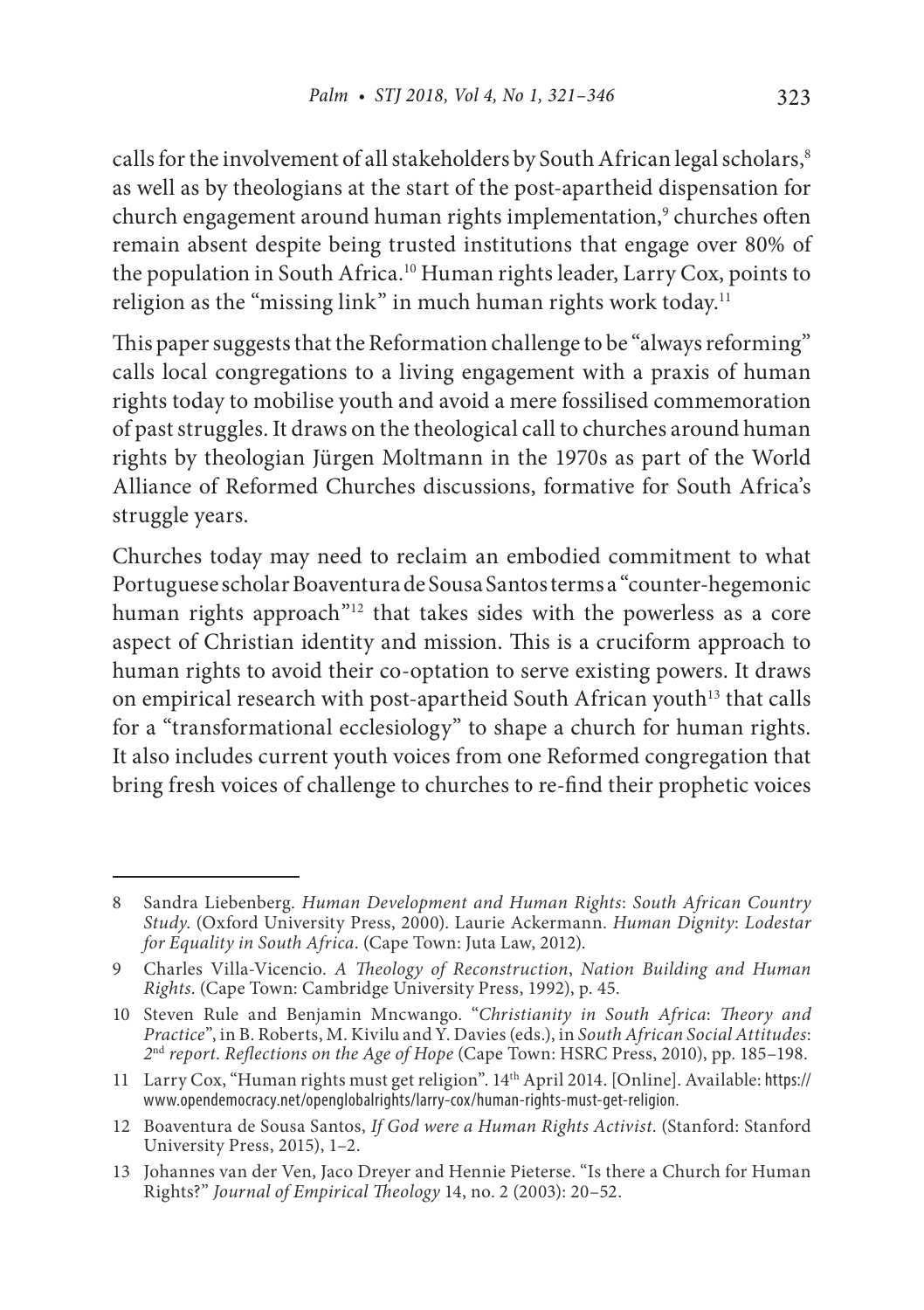calls for the involvement of all stakeholders by South African legal scholars,[8] as well as by theologians at the start of the post-apartheid dispensation for church engagement around human rights implementation,[9] churches often remain absent despite being trusted institutions that engage over 80% of the population in South Africa.[10] Human rights leader, Larry Cox, points to religion as the "missing link" in much human rights work today.[11]

This paper suggests that the Reformation challenge to be "always reforming" calls local congregations to a living engagement with a praxis of human rights today to mobilise youth and avoid a mere fossilised commemoration of past struggles. It draws on the theological call to churches around human rights by theologian Jürgen Moltmann in the 1970s as part of the World Alliance of Reformed Churches discussions, formative for South Africa's struggle years.

Churches today may need to reclaim an embodied commitment to what Portuguese scholar Boaventura de Sousa Santos terms a "counter-hegemonic human rights approach"[12] that takes sides with the powerless as a core aspect of Christian identity and mission. This is a cruciform approach to human rights to avoid their co-optation to serve existing powers. It draws on empirical research with post-apartheid South African youth[13] that calls for a "transformational ecclesiology" to shape a church for human rights. It also includes current youth voices from one Reformed congregation that bring fresh voices of challenge to churches to re-find their prophetic voices

---

8 Sandra Liebenberg. *Human Development and Human Rights*: *South African Country Study*. (Oxford University Press, 2000). Laurie Ackermann. *Human Dignity*: *Lodestar for Equality in South Africa*. (Cape Town: Juta Law, 2012).

9 Charles Villa-Vicencio. *A Theology of Reconstruction*, *Nation Building and Human Rights*. (Cape Town: Cambridge University Press, 1992), p. 45.

10 Steven Rule and Benjamin Mncwango. "*Christianity in South Africa*: *Theory and Practice*", in B. Roberts, M. Kivilu and Y. Davies (eds.), in *South African Social Attitudes*: *2nd report*. *Reflections on the Age of Hope* (Cape Town: HSRC Press, 2010), pp. 185–198.

11 Larry Cox, "Human rights must get religion". 14th April 2014. [Online]. Available: https://www.opendemocracy.net/openglobalrights/larry-cox/human-rights-must-get-religion.

12 Boaventura de Sousa Santos, *If God were a Human Rights Activist*. (Stanford: Stanford University Press, 2015), 1–2.

13 Johannes van der Ven, Jaco Dreyer and Hennie Pieterse. "Is there a Church for Human Rights?" *Journal of Empirical Theology* 14, no. 2 (2003): 20–52.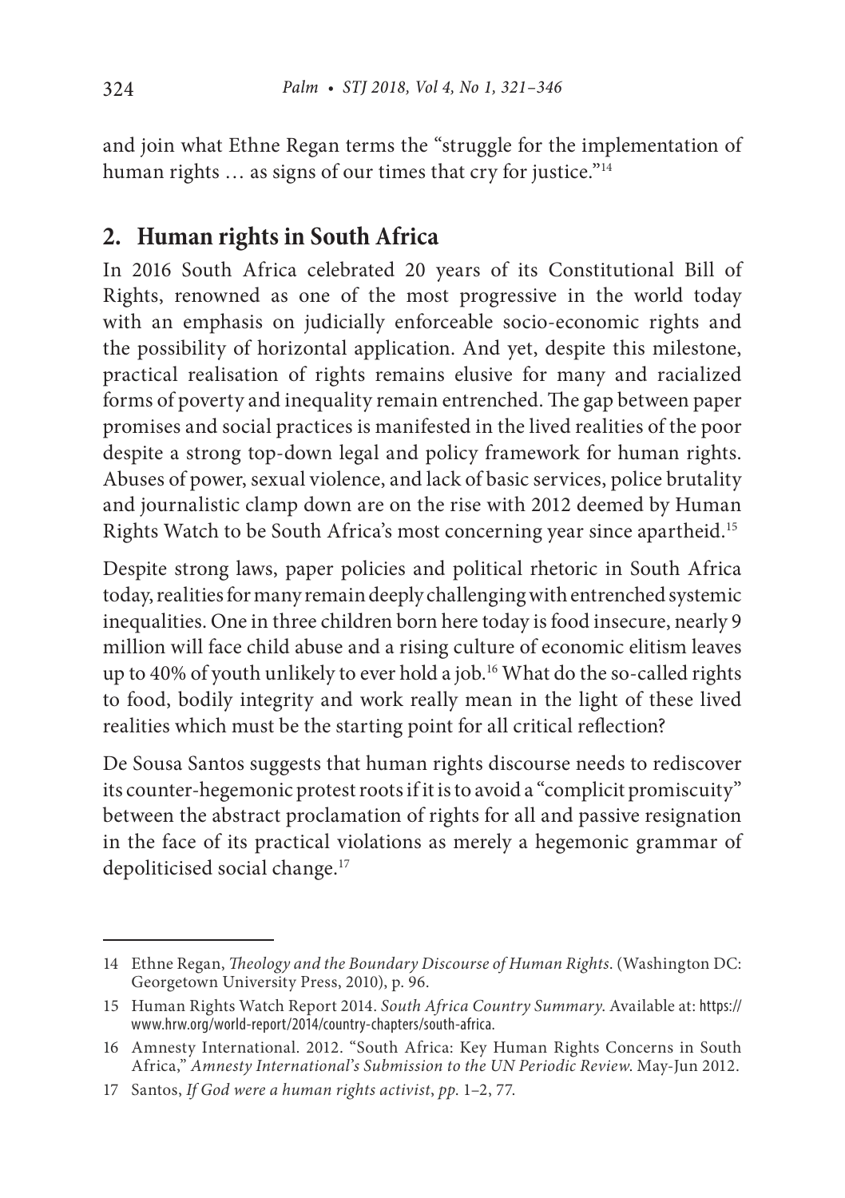and join what Ethne Regan terms the "struggle for the implementation of human rights … as signs of our times that cry for justice."[14]

## 2. Human rights in South Africa

In 2016 South Africa celebrated 20 years of its Constitutional Bill of Rights, renowned as one of the most progressive in the world today with an emphasis on judicially enforceable socio-economic rights and the possibility of horizontal application. And yet, despite this milestone, practical realisation of rights remains elusive for many and racialized forms of poverty and inequality remain entrenched. The gap between paper promises and social practices is manifested in the lived realities of the poor despite a strong top-down legal and policy framework for human rights. Abuses of power, sexual violence, and lack of basic services, police brutality and journalistic clamp down are on the rise with 2012 deemed by Human Rights Watch to be South Africa's most concerning year since apartheid.[15]

Despite strong laws, paper policies and political rhetoric in South Africa today, realities for many remain deeply challenging with entrenched systemic inequalities. One in three children born here today is food insecure, nearly 9 million will face child abuse and a rising culture of economic elitism leaves up to 40% of youth unlikely to ever hold a job.[16] What do the so-called rights to food, bodily integrity and work really mean in the light of these lived realities which must be the starting point for all critical reflection?

De Sousa Santos suggests that human rights discourse needs to rediscover its counter-hegemonic protest roots if it is to avoid a "complicit promiscuity" between the abstract proclamation of rights for all and passive resignation in the face of its practical violations as merely a hegemonic grammar of depoliticised social change.[17]

---

14 Ethne Regan, *Theology and the Boundary Discourse of Human Rights*. (Washington DC: Georgetown University Press, 2010), p. 96.

15 Human Rights Watch Report 2014. *South Africa Country Summary*. Available at: https://www.hrw.org/world-report/2014/country-chapters/south-africa.

16 Amnesty International. 2012. "South Africa: Key Human Rights Concerns in South Africa," *Amnesty International's Submission to the UN Periodic Review*. May-Jun 2012.

17 Santos, *If God were a human rights activist*, *pp.* 1–2, 77.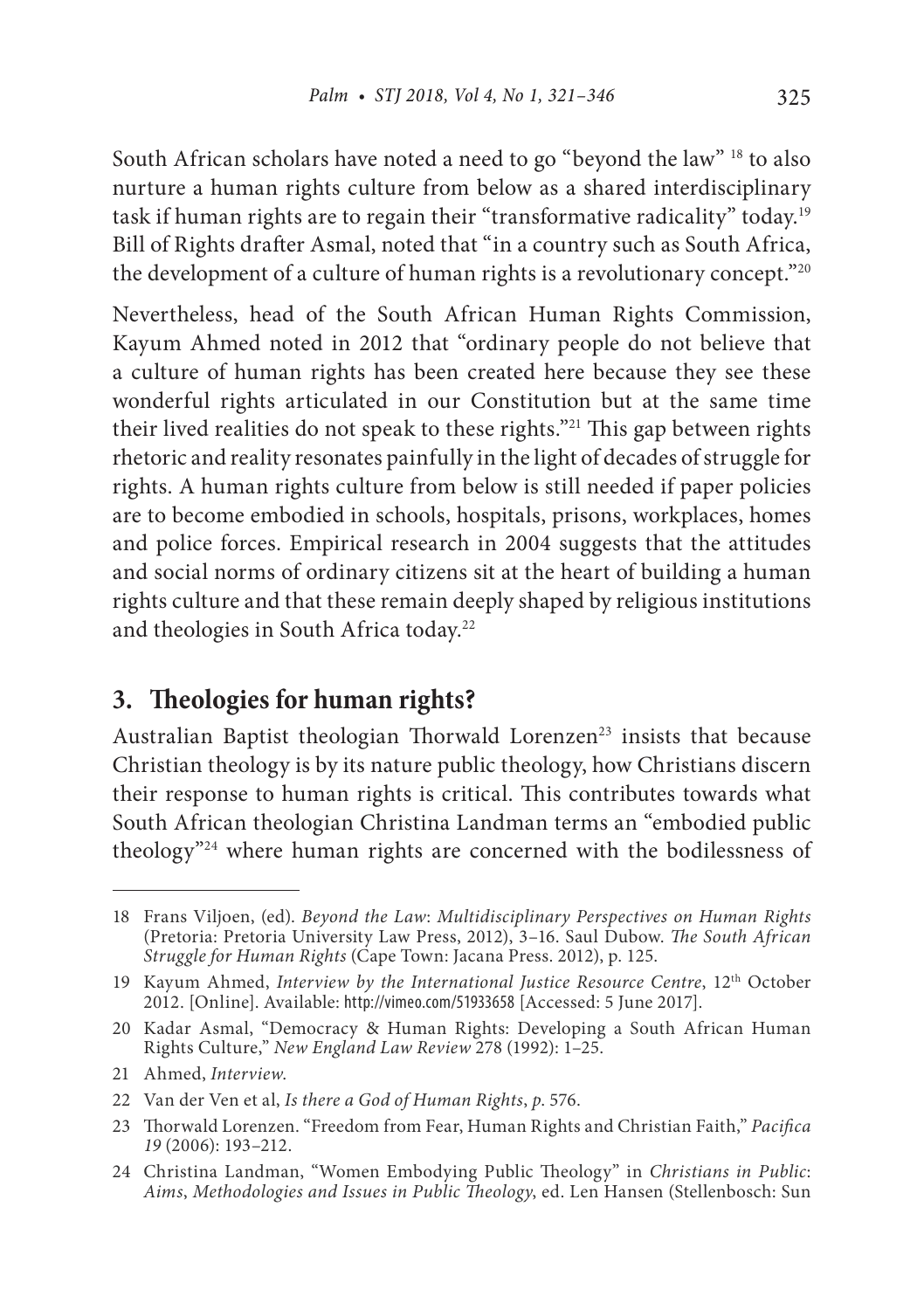South African scholars have noted a need to go "beyond the law" [18] to also nurture a human rights culture from below as a shared interdisciplinary task if human rights are to regain their "transformative radicality" today.[19] Bill of Rights drafter Asmal, noted that "in a country such as South Africa, the development of a culture of human rights is a revolutionary concept."[20]

Nevertheless, head of the South African Human Rights Commission, Kayum Ahmed noted in 2012 that "ordinary people do not believe that a culture of human rights has been created here because they see these wonderful rights articulated in our Constitution but at the same time their lived realities do not speak to these rights."[21] This gap between rights rhetoric and reality resonates painfully in the light of decades of struggle for rights. A human rights culture from below is still needed if paper policies are to become embodied in schools, hospitals, prisons, workplaces, homes and police forces. Empirical research in 2004 suggests that the attitudes and social norms of ordinary citizens sit at the heart of building a human rights culture and that these remain deeply shaped by religious institutions and theologies in South Africa today.[22]

## 3. Theologies for human rights?

Australian Baptist theologian Thorwald Lorenzen[23] insists that because Christian theology is by its nature public theology, how Christians discern their response to human rights is critical. This contributes towards what South African theologian Christina Landman terms an "embodied public theology"[24] where human rights are concerned with the bodilessness of

---

18 Frans Viljoen, (ed). *Beyond the Law*: *Multidisciplinary Perspectives on Human Rights* (Pretoria: Pretoria University Law Press, 2012), 3–16. Saul Dubow. *The South African Struggle for Human Rights* (Cape Town: Jacana Press. 2012), p. 125.

19 Kayum Ahmed, *Interview by the International Justice Resource Centre*, 12th October 2012. [Online]. Available: http://vimeo.com/51933658 [Accessed: 5 June 2017].

20 Kadar Asmal, "Democracy & Human Rights: Developing a South African Human Rights Culture," *New England Law Review* 278 (1992): 1–25.

21 Ahmed, *Interview*.

22 Van der Ven et al, *Is there a God of Human Rights*, *p.* 576.

23 Thorwald Lorenzen. "Freedom from Fear, Human Rights and Christian Faith," *Pacifica 19* (2006): 193–212.

24 Christina Landman, "Women Embodying Public Theology" in *Christians in Public*: *Aims*, *Methodologies and Issues in Public Theology*, ed. Len Hansen (Stellenbosch: Sun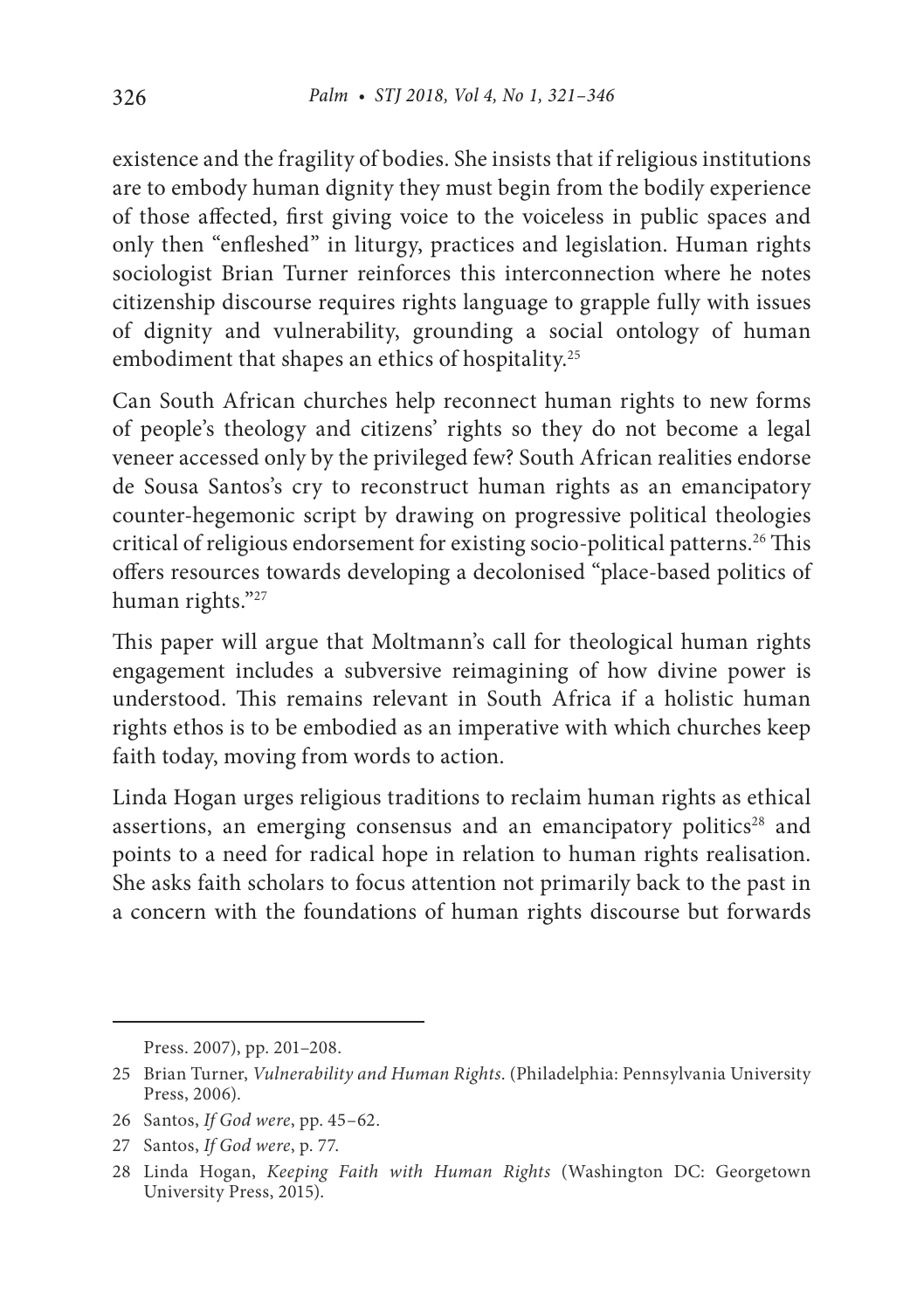existence and the fragility of bodies. She insists that if religious institutions are to embody human dignity they must begin from the bodily experience of those affected, first giving voice to the voiceless in public spaces and only then "enfleshed" in liturgy, practices and legislation. Human rights sociologist Brian Turner reinforces this interconnection where he notes citizenship discourse requires rights language to grapple fully with issues of dignity and vulnerability, grounding a social ontology of human embodiment that shapes an ethics of hospitality.[25]

Can South African churches help reconnect human rights to new forms of people's theology and citizens' rights so they do not become a legal veneer accessed only by the privileged few? South African realities endorse de Sousa Santos's cry to reconstruct human rights as an emancipatory counter-hegemonic script by drawing on progressive political theologies critical of religious endorsement for existing socio-political patterns.[26] This offers resources towards developing a decolonised "place-based politics of human rights."[27]

This paper will argue that Moltmann's call for theological human rights engagement includes a subversive reimagining of how divine power is understood. This remains relevant in South Africa if a holistic human rights ethos is to be embodied as an imperative with which churches keep faith today, moving from words to action.

Linda Hogan urges religious traditions to reclaim human rights as ethical assertions, an emerging consensus and an emancipatory politics[28] and points to a need for radical hope in relation to human rights realisation. She asks faith scholars to focus attention not primarily back to the past in a concern with the foundations of human rights discourse but forwards

---

Press. 2007), pp. 201–208.

25 Brian Turner, *Vulnerability and Human Rights*. (Philadelphia: Pennsylvania University Press, 2006).

26 Santos, *If God were*, pp. 45–62.

27 Santos, *If God were*, p. 77.

28 Linda Hogan, *Keeping Faith with Human Rights* (Washington DC: Georgetown University Press, 2015).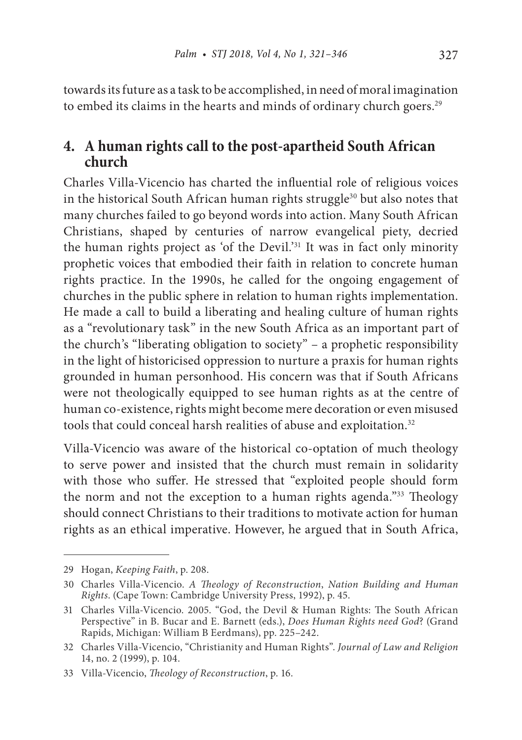towards its future as a task to be accomplished, in need of moral imagination to embed its claims in the hearts and minds of ordinary church goers.[29]

## 4. A human rights call to the post-apartheid South African church

Charles Villa-Vicencio has charted the influential role of religious voices in the historical South African human rights struggle[30] but also notes that many churches failed to go beyond words into action. Many South African Christians, shaped by centuries of narrow evangelical piety, decried the human rights project as 'of the Devil.'[31] It was in fact only minority prophetic voices that embodied their faith in relation to concrete human rights practice. In the 1990s, he called for the ongoing engagement of churches in the public sphere in relation to human rights implementation. He made a call to build a liberating and healing culture of human rights as a "revolutionary task" in the new South Africa as an important part of the church's "liberating obligation to society" – a prophetic responsibility in the light of historicised oppression to nurture a praxis for human rights grounded in human personhood. His concern was that if South Africans were not theologically equipped to see human rights as at the centre of human co-existence, rights might become mere decoration or even misused tools that could conceal harsh realities of abuse and exploitation.[32]

Villa-Vicencio was aware of the historical co-optation of much theology to serve power and insisted that the church must remain in solidarity with those who suffer. He stressed that "exploited people should form the norm and not the exception to a human rights agenda."[33] Theology should connect Christians to their traditions to motivate action for human rights as an ethical imperative. However, he argued that in South Africa,

---

29 Hogan, *Keeping Faith*, p. 208.

30 Charles Villa-Vicencio. *A Theology of Reconstruction*, *Nation Building and Human Rights*. (Cape Town: Cambridge University Press, 1992), p. 45.

31 Charles Villa-Vicencio. 2005. "God, the Devil & Human Rights: The South African Perspective" in B. Bucar and E. Barnett (eds.), *Does Human Rights need God*? (Grand Rapids, Michigan: William B Eerdmans), pp. 225–242.

32 Charles Villa-Vicencio, "Christianity and Human Rights". *Journal of Law and Religion* 14, no. 2 (1999), p. 104.

33 Villa-Vicencio, *Theology of Reconstruction*, p. 16.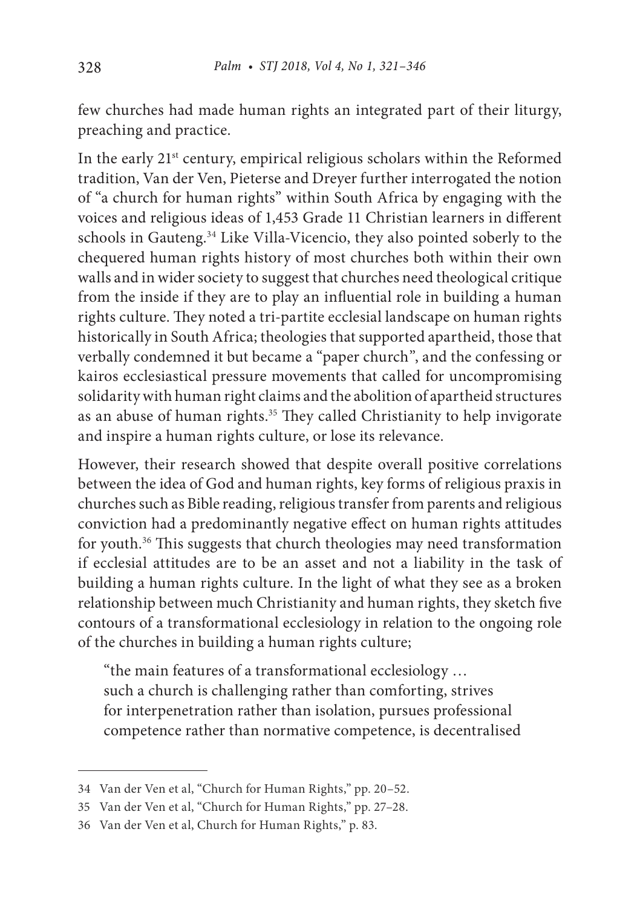few churches had made human rights an integrated part of their liturgy, preaching and practice.

In the early 21st century, empirical religious scholars within the Reformed tradition, Van der Ven, Pieterse and Dreyer further interrogated the notion of "a church for human rights" within South Africa by engaging with the voices and religious ideas of 1,453 Grade 11 Christian learners in different schools in Gauteng.[34] Like Villa-Vicencio, they also pointed soberly to the chequered human rights history of most churches both within their own walls and in wider society to suggest that churches need theological critique from the inside if they are to play an influential role in building a human rights culture. They noted a tri-partite ecclesial landscape on human rights historically in South Africa; theologies that supported apartheid, those that verbally condemned it but became a "paper church", and the confessing or kairos ecclesiastical pressure movements that called for uncompromising solidarity with human right claims and the abolition of apartheid structures as an abuse of human rights.[35] They called Christianity to help invigorate and inspire a human rights culture, or lose its relevance.

However, their research showed that despite overall positive correlations between the idea of God and human rights, key forms of religious praxis in churches such as Bible reading, religious transfer from parents and religious conviction had a predominantly negative effect on human rights attitudes for youth.[36] This suggests that church theologies may need transformation if ecclesial attitudes are to be an asset and not a liability in the task of building a human rights culture. In the light of what they see as a broken relationship between much Christianity and human rights, they sketch five contours of a transformational ecclesiology in relation to the ongoing role of the churches in building a human rights culture;

> "the main features of a transformational ecclesiology … such a church is challenging rather than comforting, strives for interpenetration rather than isolation, pursues professional competence rather than normative competence, is decentralised

---

34 Van der Ven et al, "Church for Human Rights," pp. 20–52.

35 Van der Ven et al, "Church for Human Rights," pp. 27–28.

36 Van der Ven et al, Church for Human Rights," p. 83.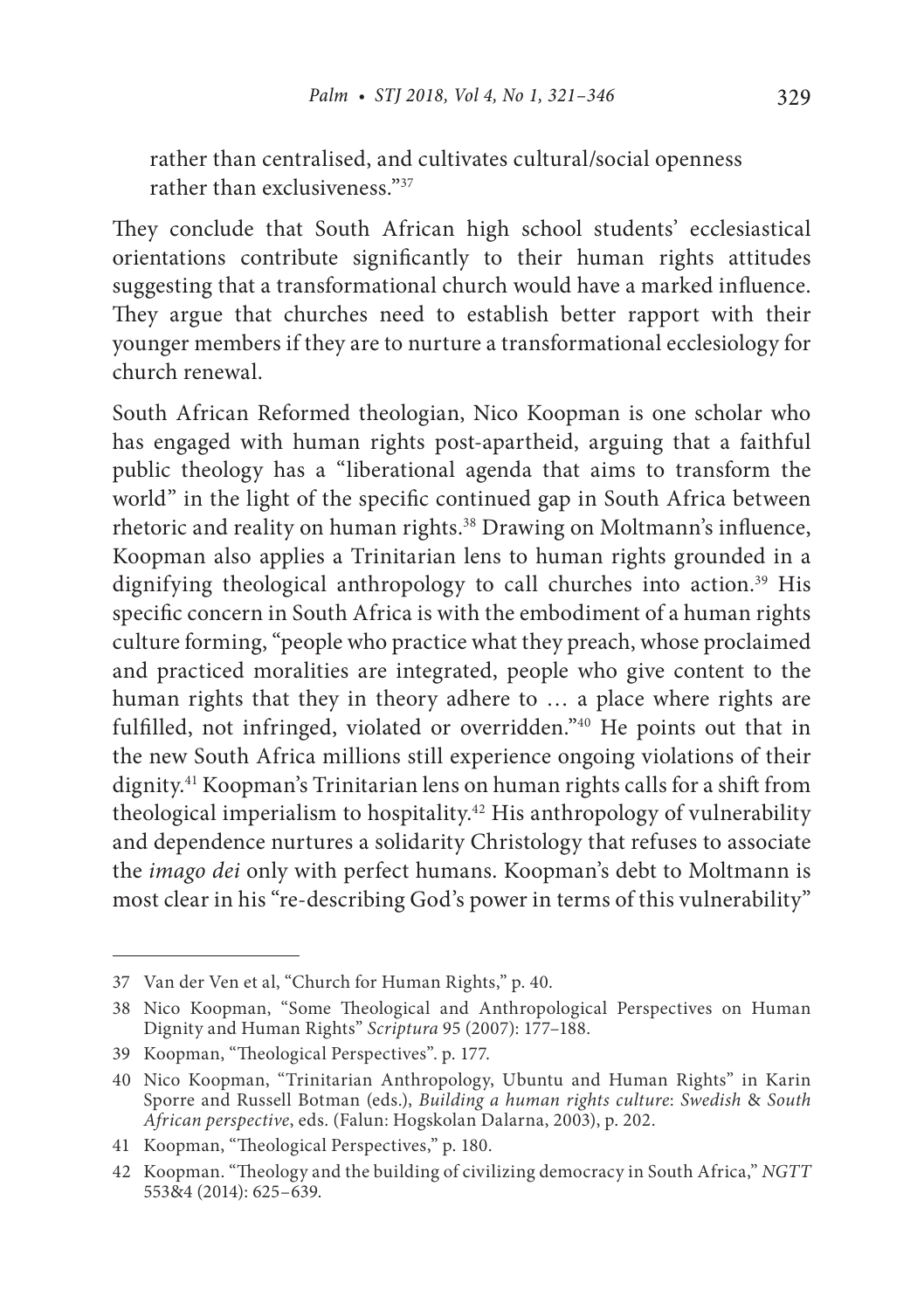rather than centralised, and cultivates cultural/social openness rather than exclusiveness."[37]

They conclude that South African high school students' ecclesiastical orientations contribute significantly to their human rights attitudes suggesting that a transformational church would have a marked influence. They argue that churches need to establish better rapport with their younger members if they are to nurture a transformational ecclesiology for church renewal.

South African Reformed theologian, Nico Koopman is one scholar who has engaged with human rights post-apartheid, arguing that a faithful public theology has a "liberational agenda that aims to transform the world" in the light of the specific continued gap in South Africa between rhetoric and reality on human rights.[38] Drawing on Moltmann's influence, Koopman also applies a Trinitarian lens to human rights grounded in a dignifying theological anthropology to call churches into action.[39] His specific concern in South Africa is with the embodiment of a human rights culture forming, "people who practice what they preach, whose proclaimed and practiced moralities are integrated, people who give content to the human rights that they in theory adhere to … a place where rights are fulfilled, not infringed, violated or overridden."[40] He points out that in the new South Africa millions still experience ongoing violations of their dignity.[41] Koopman's Trinitarian lens on human rights calls for a shift from theological imperialism to hospitality.[42] His anthropology of vulnerability and dependence nurtures a solidarity Christology that refuses to associate the *imago dei* only with perfect humans. Koopman's debt to Moltmann is most clear in his "re-describing God's power in terms of this vulnerability"

---

37 Van der Ven et al, "Church for Human Rights," p. 40.

38 Nico Koopman, "Some Theological and Anthropological Perspectives on Human Dignity and Human Rights" *Scriptura* 95 (2007): 177–188.

39 Koopman, "Theological Perspectives". p. 177.

40 Nico Koopman, "Trinitarian Anthropology, Ubuntu and Human Rights" in Karin Sporre and Russell Botman (eds.), *Building a human rights culture*: *Swedish* & *South African perspective*, eds. (Falun: Hogskolan Dalarna, 2003), p. 202.

41 Koopman, "Theological Perspectives," p. 180.

42 Koopman. "Theology and the building of civilizing democracy in South Africa," *NGTT* 553&4 (2014): 625–639.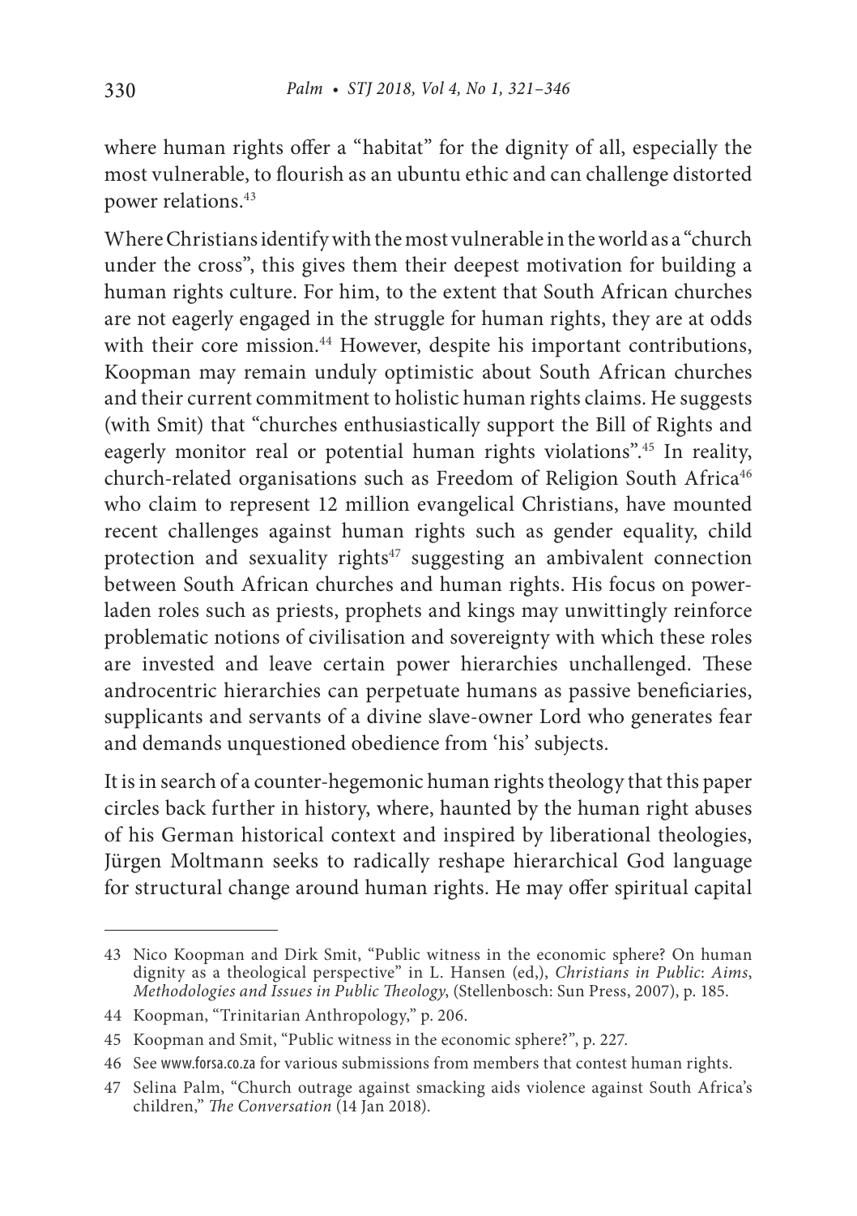where human rights offer a "habitat" for the dignity of all, especially the most vulnerable, to flourish as an ubuntu ethic and can challenge distorted power relations.[43]

Where Christians identify with the most vulnerable in the world as a "church under the cross", this gives them their deepest motivation for building a human rights culture. For him, to the extent that South African churches are not eagerly engaged in the struggle for human rights, they are at odds with their core mission.[44] However, despite his important contributions, Koopman may remain unduly optimistic about South African churches and their current commitment to holistic human rights claims. He suggests (with Smit) that "churches enthusiastically support the Bill of Rights and eagerly monitor real or potential human rights violations".[45] In reality, church-related organisations such as Freedom of Religion South Africa[46] who claim to represent 12 million evangelical Christians, have mounted recent challenges against human rights such as gender equality, child protection and sexuality rights[47] suggesting an ambivalent connection between South African churches and human rights. His focus on power-laden roles such as priests, prophets and kings may unwittingly reinforce problematic notions of civilisation and sovereignty with which these roles are invested and leave certain power hierarchies unchallenged. These androcentric hierarchies can perpetuate humans as passive beneficiaries, supplicants and servants of a divine slave-owner Lord who generates fear and demands unquestioned obedience from 'his' subjects.

It is in search of a counter-hegemonic human rights theology that this paper circles back further in history, where, haunted by the human right abuses of his German historical context and inspired by liberational theologies, Jürgen Moltmann seeks to radically reshape hierarchical God language for structural change around human rights. He may offer spiritual capital

---

43 Nico Koopman and Dirk Smit, "Public witness in the economic sphere? On human dignity as a theological perspective" in L. Hansen (ed,), *Christians in Public*: *Aims*, *Methodologies and Issues in Public Theology*, (Stellenbosch: Sun Press, 2007), p. 185.

44 Koopman, "Trinitarian Anthropology," p. 206.

45 Koopman and Smit, "Public witness in the economic sphere?", p. 227.

46 See www.forsa.co.za for various submissions from members that contest human rights.

47 Selina Palm, "Church outrage against smacking aids violence against South Africa's children," *The Conversation* (14 Jan 2018).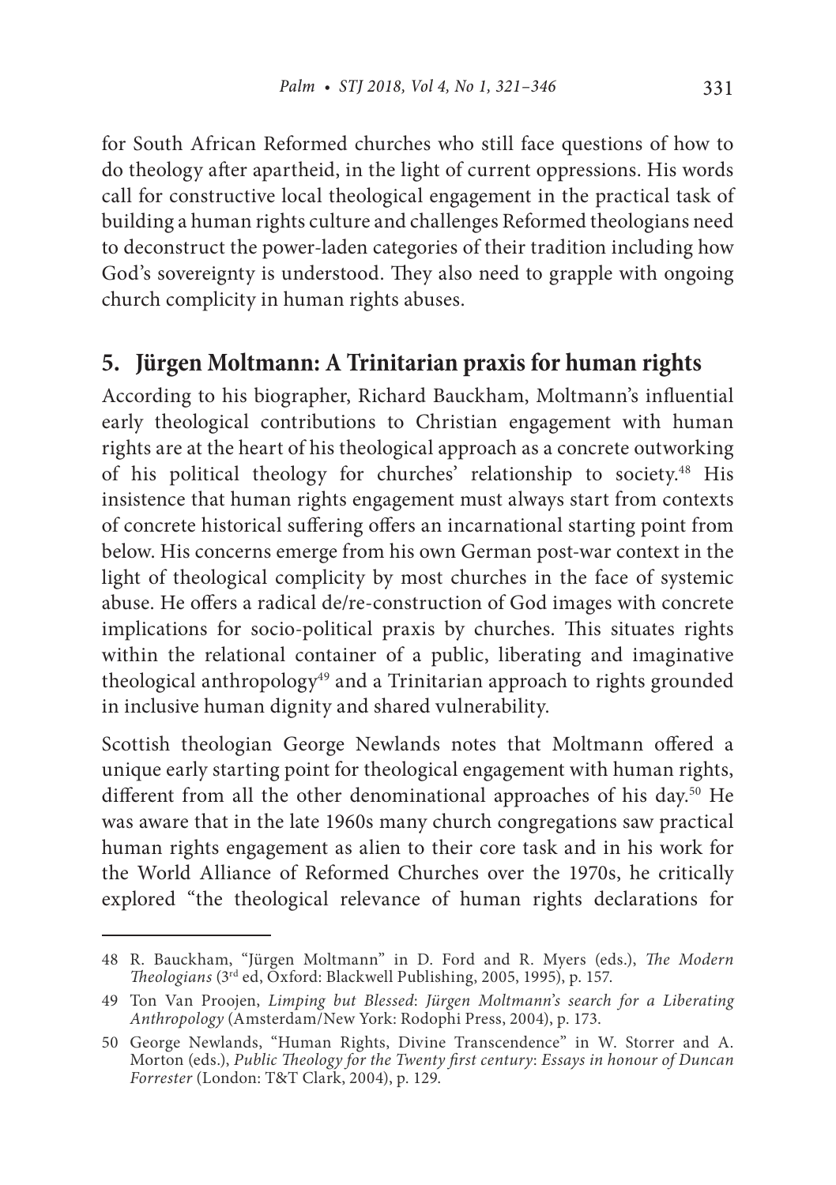for South African Reformed churches who still face questions of how to do theology after apartheid, in the light of current oppressions. His words call for constructive local theological engagement in the practical task of building a human rights culture and challenges Reformed theologians need to deconstruct the power-laden categories of their tradition including how God's sovereignty is understood. They also need to grapple with ongoing church complicity in human rights abuses.

## 5. Jürgen Moltmann: A Trinitarian praxis for human rights

According to his biographer, Richard Bauckham, Moltmann's influential early theological contributions to Christian engagement with human rights are at the heart of his theological approach as a concrete outworking of his political theology for churches' relationship to society.[48] His insistence that human rights engagement must always start from contexts of concrete historical suffering offers an incarnational starting point from below. His concerns emerge from his own German post-war context in the light of theological complicity by most churches in the face of systemic abuse. He offers a radical de/re-construction of God images with concrete implications for socio-political praxis by churches. This situates rights within the relational container of a public, liberating and imaginative theological anthropology[49] and a Trinitarian approach to rights grounded in inclusive human dignity and shared vulnerability.

Scottish theologian George Newlands notes that Moltmann offered a unique early starting point for theological engagement with human rights, different from all the other denominational approaches of his day.[50] He was aware that in the late 1960s many church congregations saw practical human rights engagement as alien to their core task and in his work for the World Alliance of Reformed Churches over the 1970s, he critically explored "the theological relevance of human rights declarations for

---

48 R. Bauckham, "Jürgen Moltmann" in D. Ford and R. Myers (eds.), *The Modern Theologians* (3rd ed, Oxford: Blackwell Publishing, 2005, 1995), p. 157.

49 Ton Van Proojen, *Limping but Blessed*: *Jürgen Moltmann's search for a Liberating Anthropology* (Amsterdam/New York: Rodophi Press, 2004), p. 173.

50 George Newlands, "Human Rights, Divine Transcendence" in W. Storrer and A. Morton (eds.), *Public Theology for the Twenty first century*: *Essays in honour of Duncan Forrester* (London: T&T Clark, 2004), p. 129.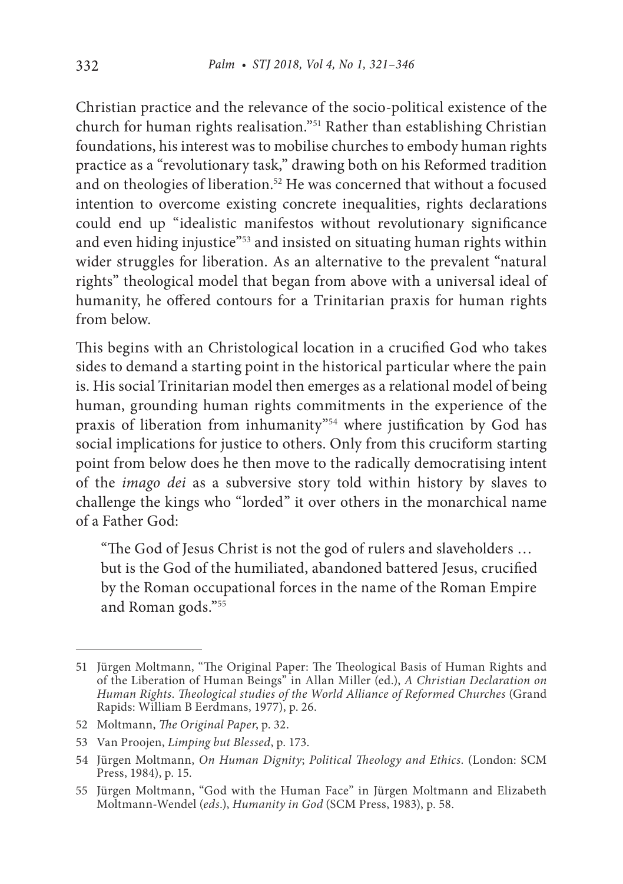Christian practice and the relevance of the socio-political existence of the church for human rights realisation."[51] Rather than establishing Christian foundations, his interest was to mobilise churches to embody human rights practice as a "revolutionary task," drawing both on his Reformed tradition and on theologies of liberation.[52] He was concerned that without a focused intention to overcome existing concrete inequalities, rights declarations could end up "idealistic manifestos without revolutionary significance and even hiding injustice"[53] and insisted on situating human rights within wider struggles for liberation. As an alternative to the prevalent "natural rights" theological model that began from above with a universal ideal of humanity, he offered contours for a Trinitarian praxis for human rights from below.

This begins with an Christological location in a crucified God who takes sides to demand a starting point in the historical particular where the pain is. His social Trinitarian model then emerges as a relational model of being human, grounding human rights commitments in the experience of the praxis of liberation from inhumanity"[54] where justification by God has social implications for justice to others. Only from this cruciform starting point from below does he then move to the radically democratising intent of the *imago dei* as a subversive story told within history by slaves to challenge the kings who "lorded" it over others in the monarchical name of a Father God:

> "The God of Jesus Christ is not the god of rulers and slaveholders … but is the God of the humiliated, abandoned battered Jesus, crucified by the Roman occupational forces in the name of the Roman Empire and Roman gods."[55]

---

51 Jürgen Moltmann, "The Original Paper: The Theological Basis of Human Rights and of the Liberation of Human Beings" in Allan Miller (ed.), *A Christian Declaration on Human Rights. Theological studies of the World Alliance of Reformed Churches* (Grand Rapids: William B Eerdmans, 1977), p. 26.

52 Moltmann, *The Original Paper*, p. 32.

53 Van Proojen, *Limping but Blessed*, p. 173.

54 Jürgen Moltmann, *On Human Dignity*; *Political Theology and Ethics*. (London: SCM Press, 1984), p. 15.

55 Jürgen Moltmann, "God with the Human Face" in Jürgen Moltmann and Elizabeth Moltmann-Wendel (*eds*.), *Humanity in God* (SCM Press, 1983), p. 58.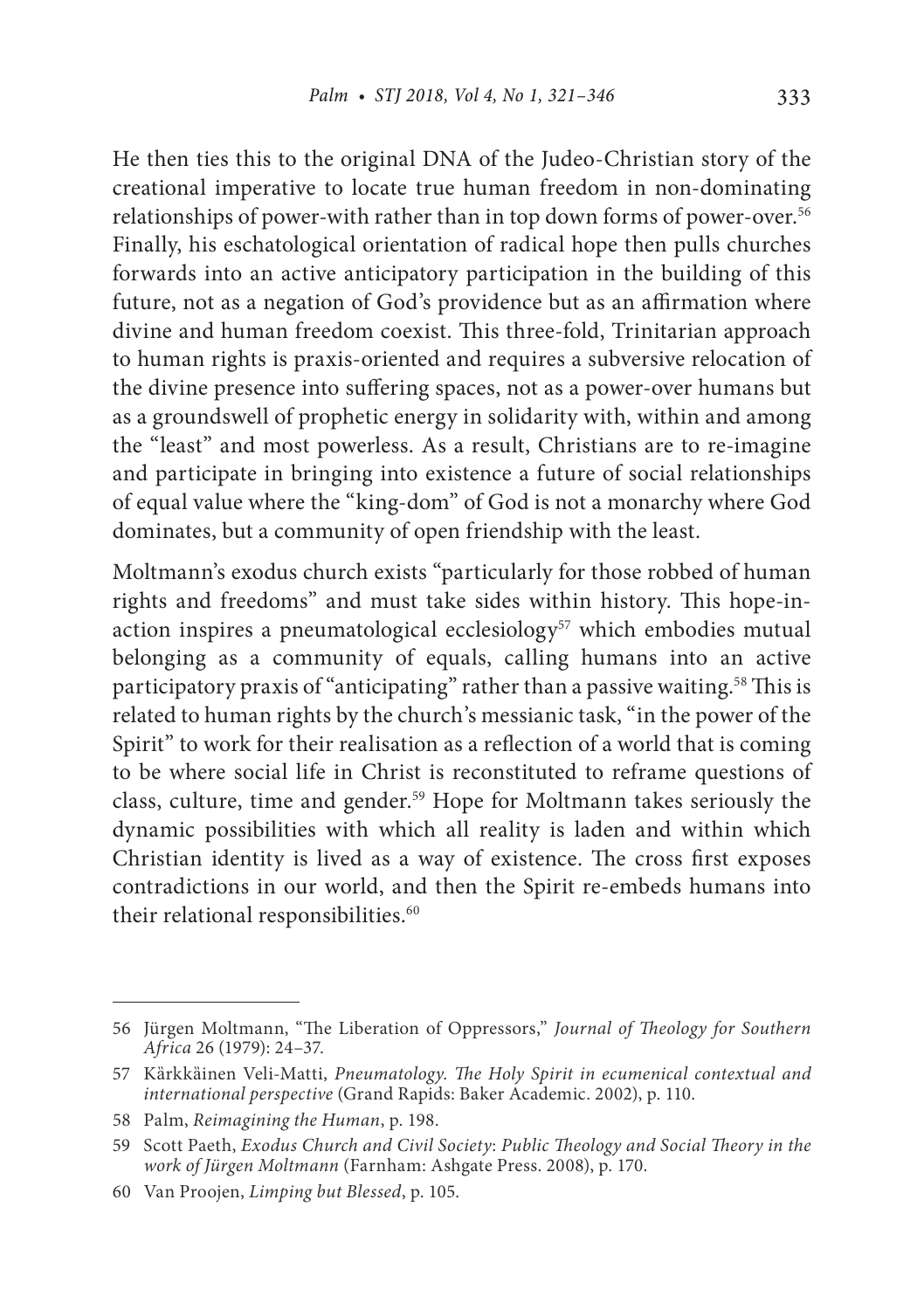He then ties this to the original DNA of the Judeo-Christian story of the creational imperative to locate true human freedom in non-dominating relationships of power-with rather than in top down forms of power-over.[56] Finally, his eschatological orientation of radical hope then pulls churches forwards into an active anticipatory participation in the building of this future, not as a negation of God's providence but as an affirmation where divine and human freedom coexist. This three-fold, Trinitarian approach to human rights is praxis-oriented and requires a subversive relocation of the divine presence into suffering spaces, not as a power-over humans but as a groundswell of prophetic energy in solidarity with, within and among the "least" and most powerless. As a result, Christians are to re-imagine and participate in bringing into existence a future of social relationships of equal value where the "king-dom" of God is not a monarchy where God dominates, but a community of open friendship with the least.

Moltmann's exodus church exists "particularly for those robbed of human rights and freedoms" and must take sides within history. This hope-in-action inspires a pneumatological ecclesiology[57] which embodies mutual belonging as a community of equals, calling humans into an active participatory praxis of "anticipating" rather than a passive waiting.[58] This is related to human rights by the church's messianic task, "in the power of the Spirit" to work for their realisation as a reflection of a world that is coming to be where social life in Christ is reconstituted to reframe questions of class, culture, time and gender.[59] Hope for Moltmann takes seriously the dynamic possibilities with which all reality is laden and within which Christian identity is lived as a way of existence. The cross first exposes contradictions in our world, and then the Spirit re-embeds humans into their relational responsibilities.[60]

---

56 Jürgen Moltmann, "The Liberation of Oppressors," *Journal of Theology for Southern Africa* 26 (1979): 24–37.

57 Kärkkäinen Veli-Matti, *Pneumatology. The Holy Spirit in ecumenical contextual and international perspective* (Grand Rapids: Baker Academic. 2002), p. 110.

58 Palm, *Reimagining the Human*, p. 198.

59 Scott Paeth, *Exodus Church and Civil Society*: *Public Theology and Social Theory in the work of Jürgen Moltmann* (Farnham: Ashgate Press. 2008), p. 170.

60 Van Proojen, *Limping but Blessed*, p. 105.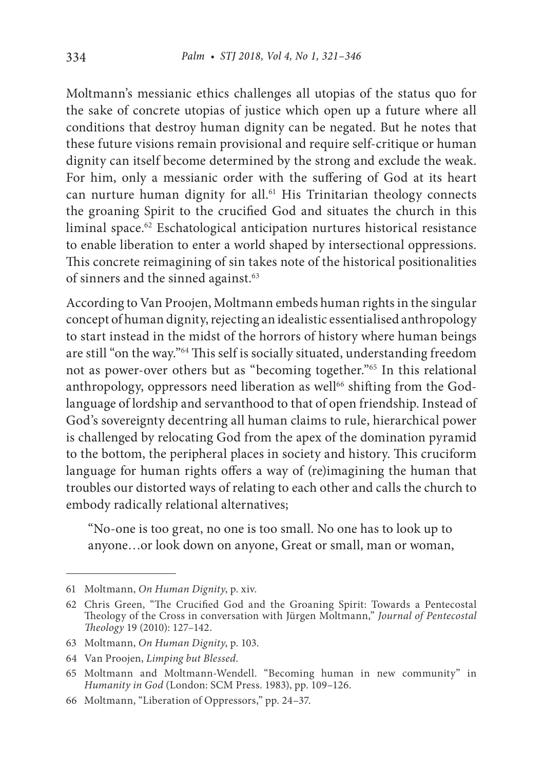Moltmann's messianic ethics challenges all utopias of the status quo for the sake of concrete utopias of justice which open up a future where all conditions that destroy human dignity can be negated. But he notes that these future visions remain provisional and require self-critique or human dignity can itself become determined by the strong and exclude the weak. For him, only a messianic order with the suffering of God at its heart can nurture human dignity for all.[61] His Trinitarian theology connects the groaning Spirit to the crucified God and situates the church in this liminal space.[62] Eschatological anticipation nurtures historical resistance to enable liberation to enter a world shaped by intersectional oppressions. This concrete reimagining of sin takes note of the historical positionalities of sinners and the sinned against.[63]

According to Van Proojen, Moltmann embeds human rights in the singular concept of human dignity, rejecting an idealistic essentialised anthropology to start instead in the midst of the horrors of history where human beings are still "on the way."[64] This self is socially situated, understanding freedom not as power-over others but as "becoming together."[65] In this relational anthropology, oppressors need liberation as well[66] shifting from the God-language of lordship and servanthood to that of open friendship. Instead of God's sovereignty decentring all human claims to rule, hierarchical power is challenged by relocating God from the apex of the domination pyramid to the bottom, the peripheral places in society and history. This cruciform language for human rights offers a way of (re)imagining the human that troubles our distorted ways of relating to each other and calls the church to embody radically relational alternatives;

> "No-one is too great, no one is too small. No one has to look up to anyone…or look down on anyone, Great or small, man or woman,

---

61 Moltmann, *On Human Dignity*, p. xiv.

62 Chris Green, "The Crucified God and the Groaning Spirit: Towards a Pentecostal Theology of the Cross in conversation with Jürgen Moltmann," *Journal of Pentecostal Theology* 19 (2010): 127–142.

63 Moltmann, *On Human Dignity*, p. 103.

64 Van Proojen, *Limping but Blessed*.

65 Moltmann and Moltmann-Wendell. "Becoming human in new community" in *Humanity in God* (London: SCM Press. 1983), pp. 109–126.

66 Moltmann, "Liberation of Oppressors," pp. 24–37.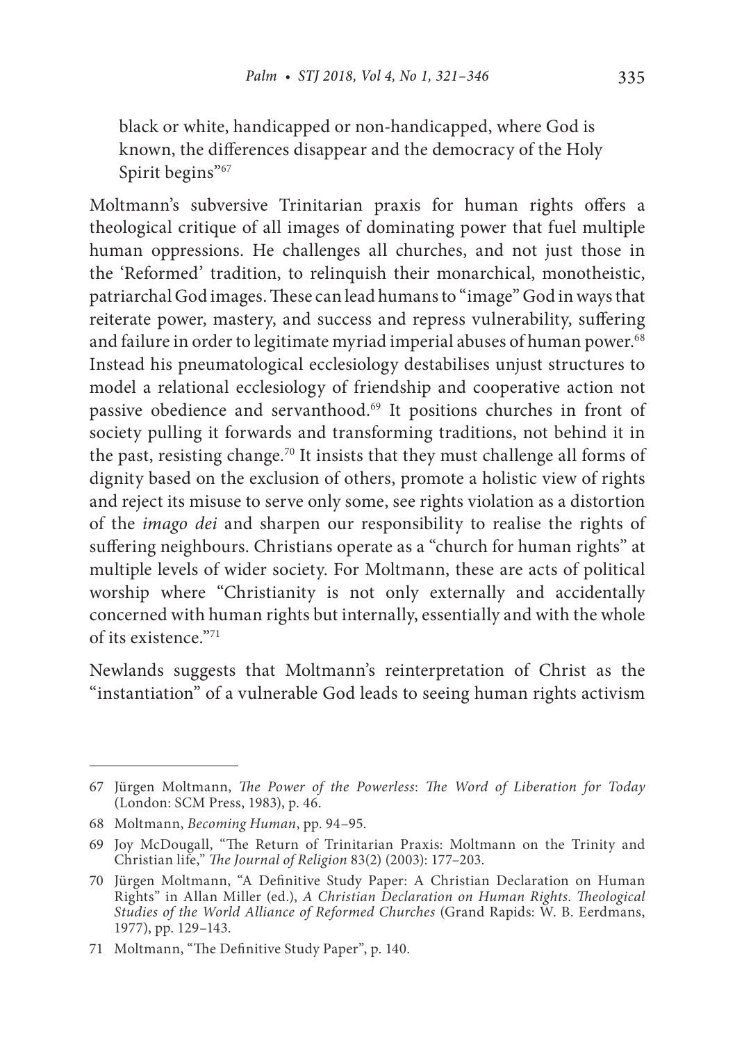black or white, handicapped or non-handicapped, where God is known, the differences disappear and the democracy of the Holy Spirit begins"[67]

Moltmann's subversive Trinitarian praxis for human rights offers a theological critique of all images of dominating power that fuel multiple human oppressions. He challenges all churches, and not just those in the 'Reformed' tradition, to relinquish their monarchical, monotheistic, patriarchal God images. These can lead humans to "image" God in ways that reiterate power, mastery, and success and repress vulnerability, suffering and failure in order to legitimate myriad imperial abuses of human power.[68] Instead his pneumatological ecclesiology destabilises unjust structures to model a relational ecclesiology of friendship and cooperative action not passive obedience and servanthood.[69] It positions churches in front of society pulling it forwards and transforming traditions, not behind it in the past, resisting change.[70] It insists that they must challenge all forms of dignity based on the exclusion of others, promote a holistic view of rights and reject its misuse to serve only some, see rights violation as a distortion of the *imago dei* and sharpen our responsibility to realise the rights of suffering neighbours. Christians operate as a "church for human rights" at multiple levels of wider society. For Moltmann, these are acts of political worship where "Christianity is not only externally and accidentally concerned with human rights but internally, essentially and with the whole of its existence."[71]

Newlands suggests that Moltmann's reinterpretation of Christ as the "instantiation" of a vulnerable God leads to seeing human rights activism

---

67 Jürgen Moltmann, *The Power of the Powerless*: *The Word of Liberation for Today* (London: SCM Press, 1983), p. 46.

68 Moltmann, *Becoming Human*, pp. 94–95.

69 Joy McDougall, "The Return of Trinitarian Praxis: Moltmann on the Trinity and Christian life," *The Journal of Religion* 83(2) (2003): 177–203.

70 Jürgen Moltmann, "A Definitive Study Paper: A Christian Declaration on Human Rights" in Allan Miller (ed.), *A Christian Declaration on Human Rights. Theological Studies of the World Alliance of Reformed Churches* (Grand Rapids: W. B. Eerdmans, 1977), pp. 129–143.

71 Moltmann, "The Definitive Study Paper", p. 140.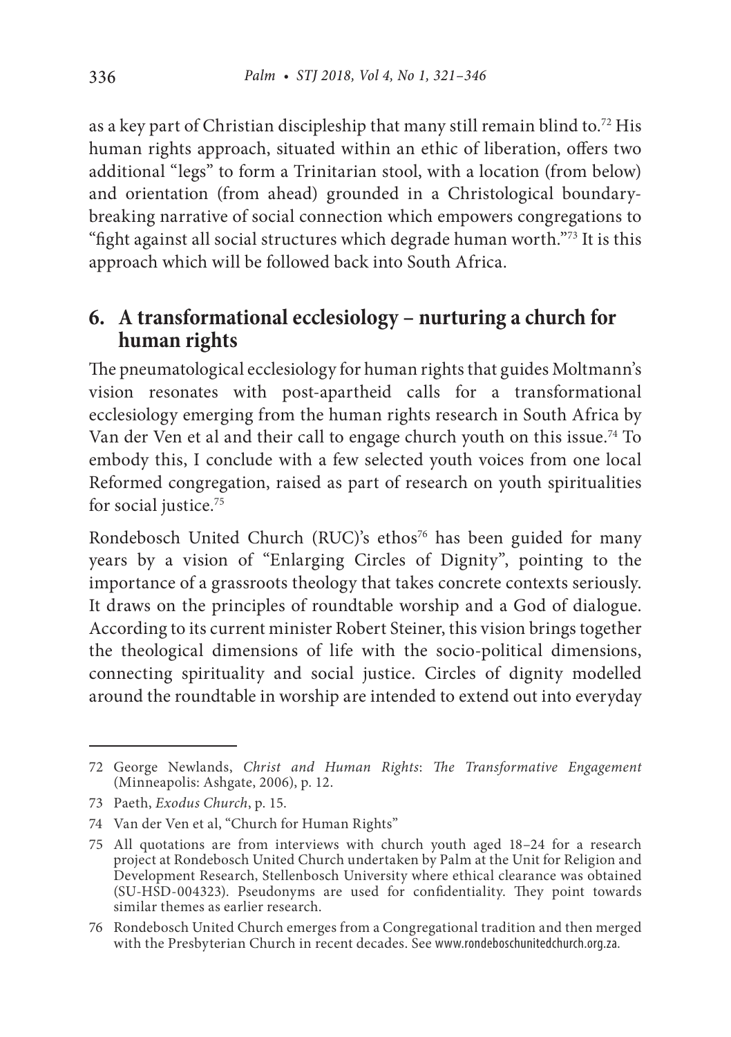as a key part of Christian discipleship that many still remain blind to.[72] His human rights approach, situated within an ethic of liberation, offers two additional "legs" to form a Trinitarian stool, with a location (from below) and orientation (from ahead) grounded in a Christological boundary-breaking narrative of social connection which empowers congregations to "fight against all social structures which degrade human worth."[73] It is this approach which will be followed back into South Africa.

## 6. A transformational ecclesiology – nurturing a church for human rights

The pneumatological ecclesiology for human rights that guides Moltmann's vision resonates with post-apartheid calls for a transformational ecclesiology emerging from the human rights research in South Africa by Van der Ven et al and their call to engage church youth on this issue.[74] To embody this, I conclude with a few selected youth voices from one local Reformed congregation, raised as part of research on youth spiritualities for social justice.[75]

Rondebosch United Church (RUC)'s ethos[76] has been guided for many years by a vision of "Enlarging Circles of Dignity", pointing to the importance of a grassroots theology that takes concrete contexts seriously. It draws on the principles of roundtable worship and a God of dialogue. According to its current minister Robert Steiner, this vision brings together the theological dimensions of life with the socio-political dimensions, connecting spirituality and social justice. Circles of dignity modelled around the roundtable in worship are intended to extend out into everyday

---

72 George Newlands, *Christ and Human Rights: The Transformative Engagement* (Minneapolis: Ashgate, 2006), p. 12.

73 Paeth, *Exodus Church*, p. 15.

74 Van der Ven et al, "Church for Human Rights"

75 All quotations are from interviews with church youth aged 18–24 for a research project at Rondebosch United Church undertaken by Palm at the Unit for Religion and Development Research, Stellenbosch University where ethical clearance was obtained (SU-HSD-004323). Pseudonyms are used for confidentiality. They point towards similar themes as earlier research.

76 Rondebosch United Church emerges from a Congregational tradition and then merged with the Presbyterian Church in recent decades. See www.rondeboschunitedchurch.org.za.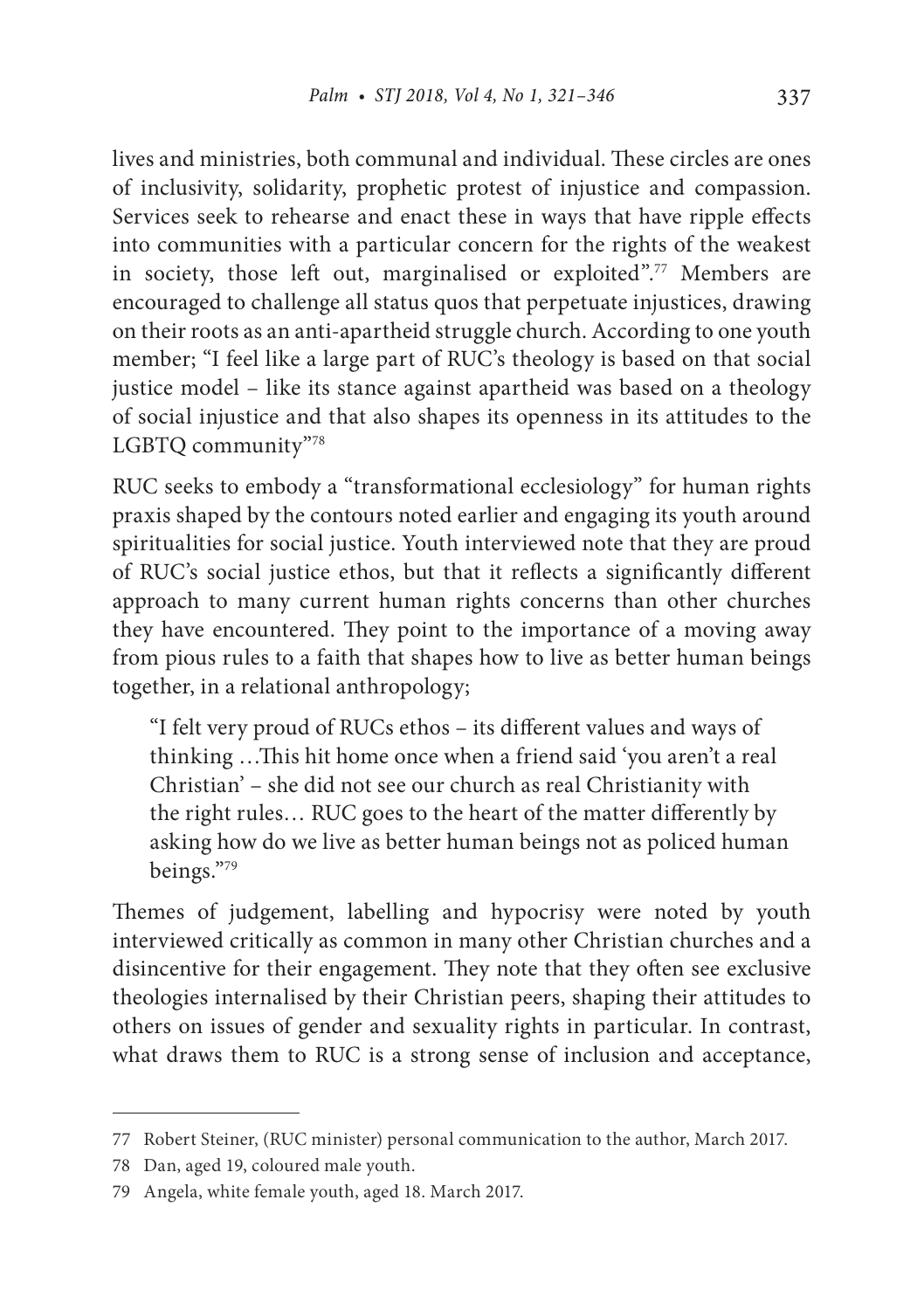lives and ministries, both communal and individual. These circles are ones of inclusivity, solidarity, prophetic protest of injustice and compassion. Services seek to rehearse and enact these in ways that have ripple effects into communities with a particular concern for the rights of the weakest in society, those left out, marginalised or exploited".[77] Members are encouraged to challenge all status quos that perpetuate injustices, drawing on their roots as an anti-apartheid struggle church. According to one youth member; "I feel like a large part of RUC's theology is based on that social justice model – like its stance against apartheid was based on a theology of social injustice and that also shapes its openness in its attitudes to the LGBTQ community"[78]

RUC seeks to embody a "transformational ecclesiology" for human rights praxis shaped by the contours noted earlier and engaging its youth around spiritualities for social justice. Youth interviewed note that they are proud of RUC's social justice ethos, but that it reflects a significantly different approach to many current human rights concerns than other churches they have encountered. They point to the importance of a moving away from pious rules to a faith that shapes how to live as better human beings together, in a relational anthropology;

> "I felt very proud of RUCs ethos – its different values and ways of thinking …This hit home once when a friend said 'you aren't a real Christian' – she did not see our church as real Christianity with the right rules… RUC goes to the heart of the matter differently by asking how do we live as better human beings not as policed human beings."[79]

Themes of judgement, labelling and hypocrisy were noted by youth interviewed critically as common in many other Christian churches and a disincentive for their engagement. They note that they often see exclusive theologies internalised by their Christian peers, shaping their attitudes to others on issues of gender and sexuality rights in particular. In contrast, what draws them to RUC is a strong sense of inclusion and acceptance,

---

77 Robert Steiner, (RUC minister) personal communication to the author, March 2017.

78 Dan, aged 19, coloured male youth.

79 Angela, white female youth, aged 18. March 2017.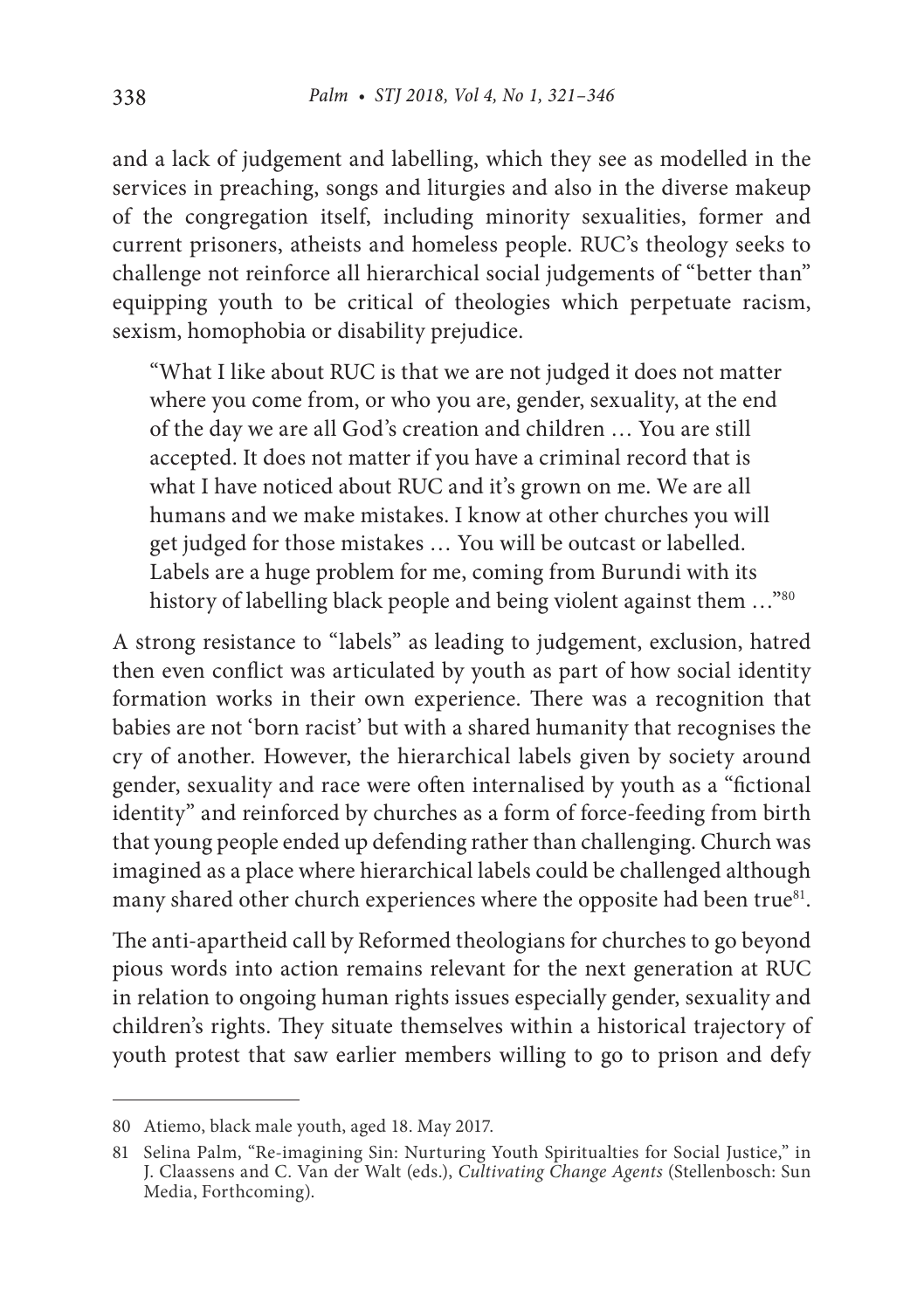and a lack of judgement and labelling, which they see as modelled in the services in preaching, songs and liturgies and also in the diverse makeup of the congregation itself, including minority sexualities, former and current prisoners, atheists and homeless people. RUC's theology seeks to challenge not reinforce all hierarchical social judgements of "better than" equipping youth to be critical of theologies which perpetuate racism, sexism, homophobia or disability prejudice.

> "What I like about RUC is that we are not judged it does not matter where you come from, or who you are, gender, sexuality, at the end of the day we are all God's creation and children … You are still accepted. It does not matter if you have a criminal record that is what I have noticed about RUC and it's grown on me. We are all humans and we make mistakes. I know at other churches you will get judged for those mistakes … You will be outcast or labelled. Labels are a huge problem for me, coming from Burundi with its history of labelling black people and being violent against them …"[80]

A strong resistance to "labels" as leading to judgement, exclusion, hatred then even conflict was articulated by youth as part of how social identity formation works in their own experience. There was a recognition that babies are not 'born racist' but with a shared humanity that recognises the cry of another. However, the hierarchical labels given by society around gender, sexuality and race were often internalised by youth as a "fictional identity" and reinforced by churches as a form of force-feeding from birth that young people ended up defending rather than challenging. Church was imagined as a place where hierarchical labels could be challenged although many shared other church experiences where the opposite had been true[81].

The anti-apartheid call by Reformed theologians for churches to go beyond pious words into action remains relevant for the next generation at RUC in relation to ongoing human rights issues especially gender, sexuality and children's rights. They situate themselves within a historical trajectory of youth protest that saw earlier members willing to go to prison and defy

---

80 Atiemo, black male youth, aged 18. May 2017.

81 Selina Palm, "Re-imagining Sin: Nurturing Youth Spiritualties for Social Justice," in J. Claassens and C. Van der Walt (eds.), *Cultivating Change Agents* (Stellenbosch: Sun Media, Forthcoming).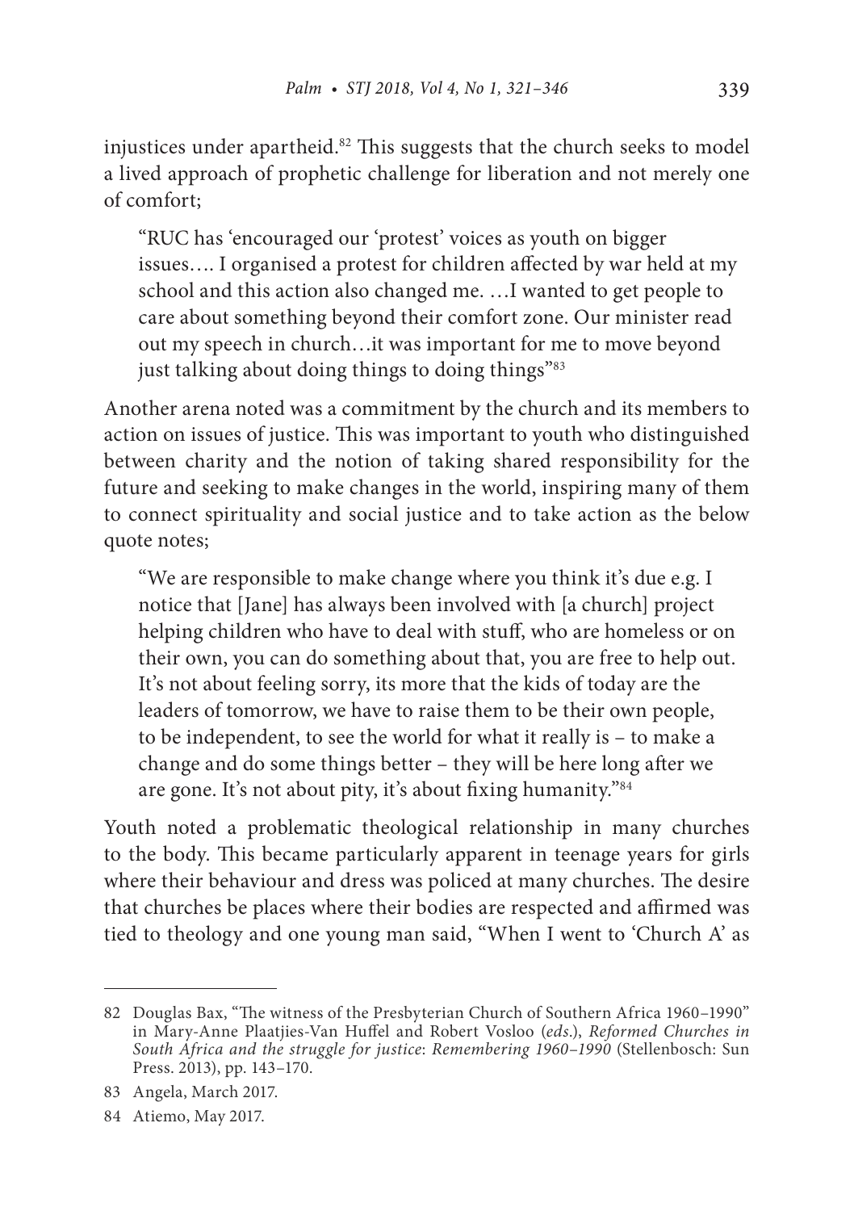injustices under apartheid.[82] This suggests that the church seeks to model a lived approach of prophetic challenge for liberation and not merely one of comfort;

> "RUC has 'encouraged our 'protest' voices as youth on bigger issues…. I organised a protest for children affected by war held at my school and this action also changed me. …I wanted to get people to care about something beyond their comfort zone. Our minister read out my speech in church…it was important for me to move beyond just talking about doing things to doing things"[83]

Another arena noted was a commitment by the church and its members to action on issues of justice. This was important to youth who distinguished between charity and the notion of taking shared responsibility for the future and seeking to make changes in the world, inspiring many of them to connect spirituality and social justice and to take action as the below quote notes;

> "We are responsible to make change where you think it's due e.g. I notice that [Jane] has always been involved with [a church] project helping children who have to deal with stuff, who are homeless or on their own, you can do something about that, you are free to help out. It's not about feeling sorry, its more that the kids of today are the leaders of tomorrow, we have to raise them to be their own people, to be independent, to see the world for what it really is – to make a change and do some things better – they will be here long after we are gone. It's not about pity, it's about fixing humanity."[84]

Youth noted a problematic theological relationship in many churches to the body. This became particularly apparent in teenage years for girls where their behaviour and dress was policed at many churches. The desire that churches be places where their bodies are respected and affirmed was tied to theology and one young man said, "When I went to 'Church A' as

---

82 Douglas Bax, "The witness of the Presbyterian Church of Southern Africa 1960–1990" in Mary-Anne Plaatjies-Van Huffel and Robert Vosloo (*eds*.), *Reformed Churches in South Africa and the struggle for justice*: *Remembering 1960–1990* (Stellenbosch: Sun Press. 2013), pp. 143–170.

83 Angela, March 2017.

84 Atiemo, May 2017.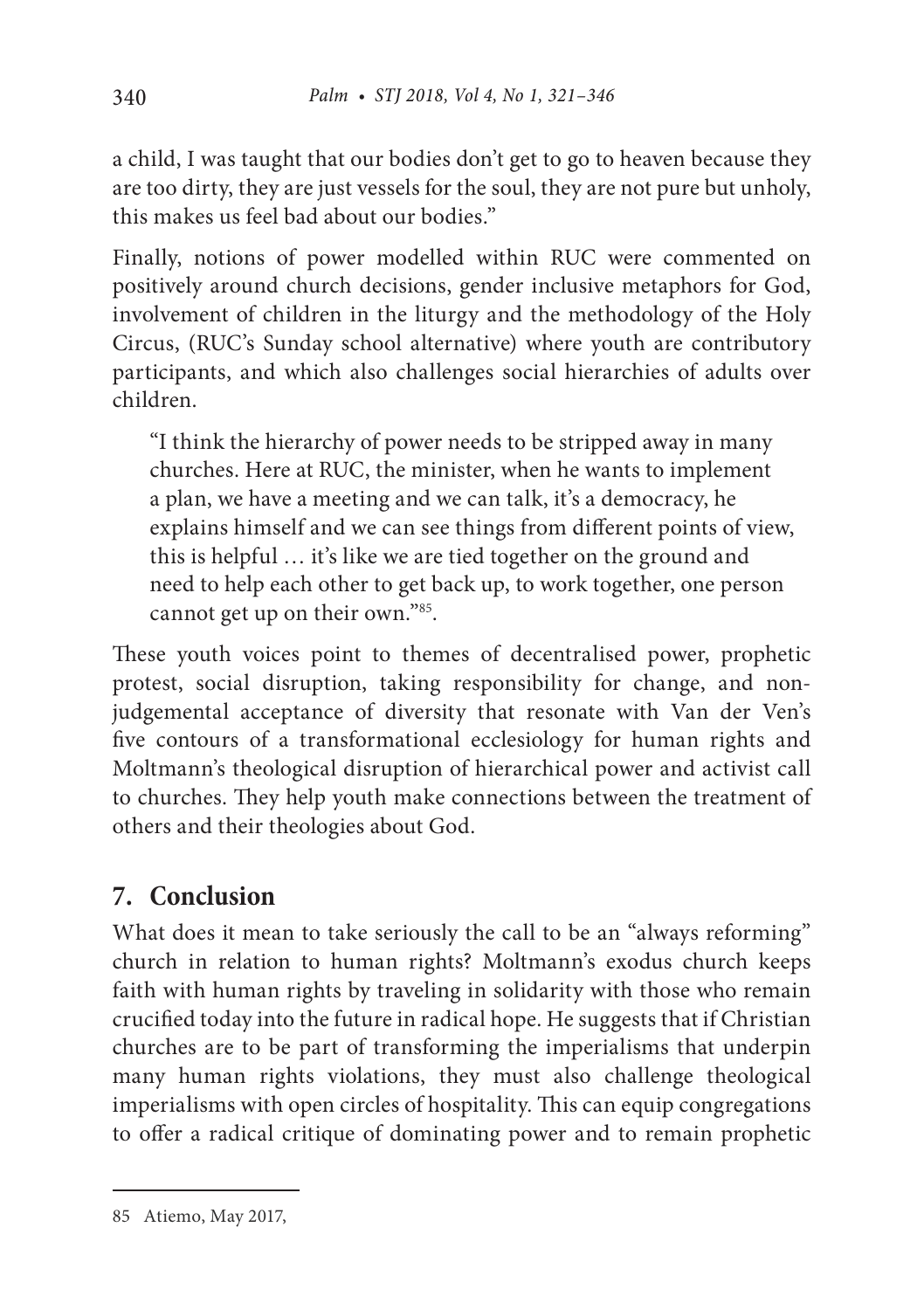a child, I was taught that our bodies don't get to go to heaven because they are too dirty, they are just vessels for the soul, they are not pure but unholy, this makes us feel bad about our bodies."

Finally, notions of power modelled within RUC were commented on positively around church decisions, gender inclusive metaphors for God, involvement of children in the liturgy and the methodology of the Holy Circus, (RUC's Sunday school alternative) where youth are contributory participants, and which also challenges social hierarchies of adults over children.

> "I think the hierarchy of power needs to be stripped away in many churches. Here at RUC, the minister, when he wants to implement a plan, we have a meeting and we can talk, it's a democracy, he explains himself and we can see things from different points of view, this is helpful … it's like we are tied together on the ground and need to help each other to get back up, to work together, one person cannot get up on their own."[85].

These youth voices point to themes of decentralised power, prophetic protest, social disruption, taking responsibility for change, and non-judgemental acceptance of diversity that resonate with Van der Ven's five contours of a transformational ecclesiology for human rights and Moltmann's theological disruption of hierarchical power and activist call to churches. They help youth make connections between the treatment of others and their theologies about God.

## 7. Conclusion

What does it mean to take seriously the call to be an "always reforming" church in relation to human rights? Moltmann's exodus church keeps faith with human rights by traveling in solidarity with those who remain crucified today into the future in radical hope. He suggests that if Christian churches are to be part of transforming the imperialisms that underpin many human rights violations, they must also challenge theological imperialisms with open circles of hospitality. This can equip congregations to offer a radical critique of dominating power and to remain prophetic

---

85 Atiemo, May 2017,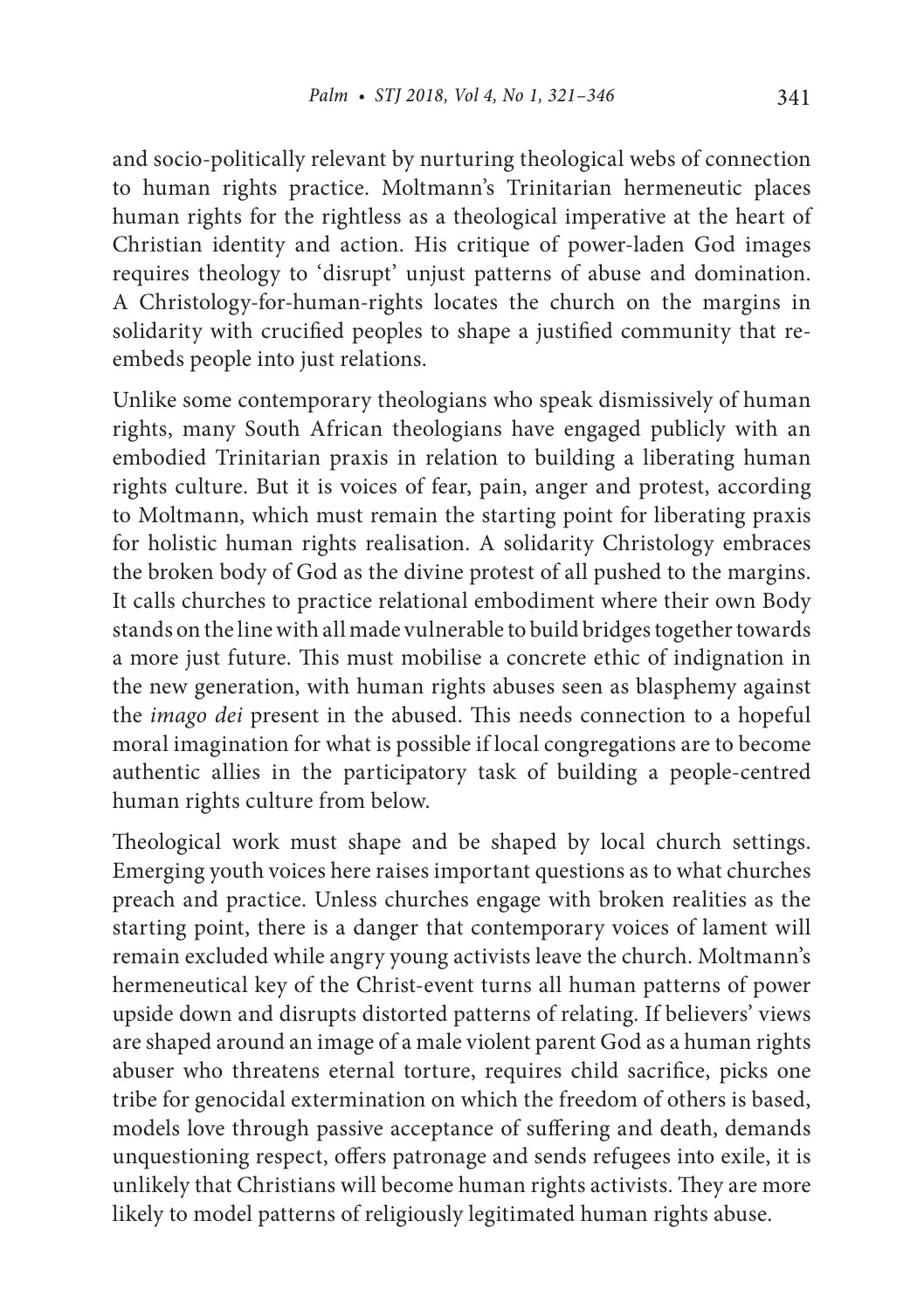and socio-politically relevant by nurturing theological webs of connection to human rights practice. Moltmann's Trinitarian hermeneutic places human rights for the rightless as a theological imperative at the heart of Christian identity and action. His critique of power-laden God images requires theology to 'disrupt' unjust patterns of abuse and domination. A Christology-for-human-rights locates the church on the margins in solidarity with crucified peoples to shape a justified community that re-embeds people into just relations.

Unlike some contemporary theologians who speak dismissively of human rights, many South African theologians have engaged publicly with an embodied Trinitarian praxis in relation to building a liberating human rights culture. But it is voices of fear, pain, anger and protest, according to Moltmann, which must remain the starting point for liberating praxis for holistic human rights realisation. A solidarity Christology embraces the broken body of God as the divine protest of all pushed to the margins. It calls churches to practice relational embodiment where their own Body stands on the line with all made vulnerable to build bridges together towards a more just future. This must mobilise a concrete ethic of indignation in the new generation, with human rights abuses seen as blasphemy against the *imago dei* present in the abused. This needs connection to a hopeful moral imagination for what is possible if local congregations are to become authentic allies in the participatory task of building a people-centred human rights culture from below.

Theological work must shape and be shaped by local church settings. Emerging youth voices here raises important questions as to what churches preach and practice. Unless churches engage with broken realities as the starting point, there is a danger that contemporary voices of lament will remain excluded while angry young activists leave the church. Moltmann's hermeneutical key of the Christ-event turns all human patterns of power upside down and disrupts distorted patterns of relating. If believers' views are shaped around an image of a male violent parent God as a human rights abuser who threatens eternal torture, requires child sacrifice, picks one tribe for genocidal extermination on which the freedom of others is based, models love through passive acceptance of suffering and death, demands unquestioning respect, offers patronage and sends refugees into exile, it is unlikely that Christians will become human rights activists. They are more likely to model patterns of religiously legitimated human rights abuse.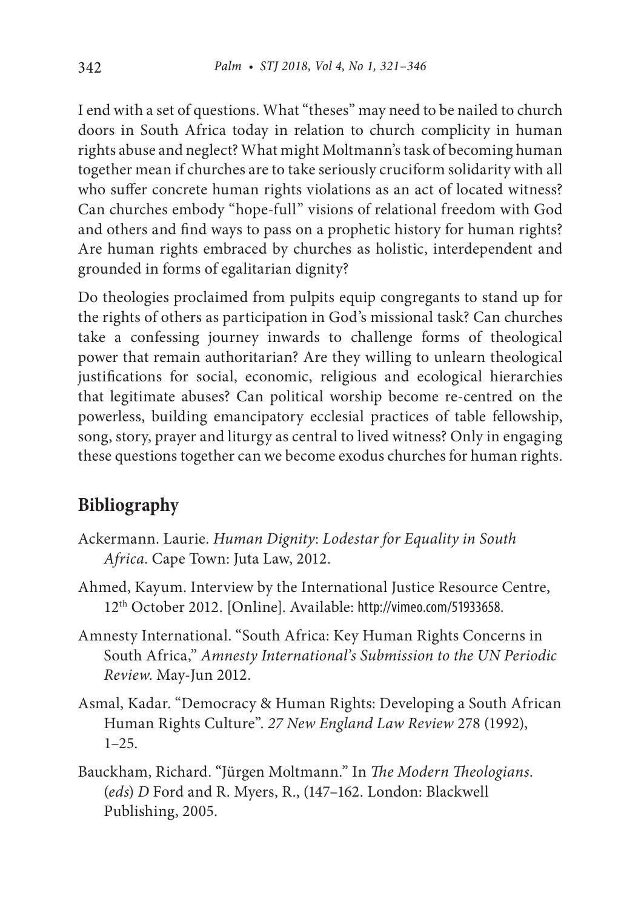I end with a set of questions. What "theses" may need to be nailed to church doors in South Africa today in relation to church complicity in human rights abuse and neglect? What might Moltmann's task of becoming human together mean if churches are to take seriously cruciform solidarity with all who suffer concrete human rights violations as an act of located witness? Can churches embody "hope-full" visions of relational freedom with God and others and find ways to pass on a prophetic history for human rights? Are human rights embraced by churches as holistic, interdependent and grounded in forms of egalitarian dignity?

Do theologies proclaimed from pulpits equip congregants to stand up for the rights of others as participation in God's missional task? Can churches take a confessing journey inwards to challenge forms of theological power that remain authoritarian? Are they willing to unlearn theological justifications for social, economic, religious and ecological hierarchies that legitimate abuses? Can political worship become re-centred on the powerless, building emancipatory ecclesial practices of table fellowship, song, story, prayer and liturgy as central to lived witness? Only in engaging these questions together can we become exodus churches for human rights.

## Bibliography

Ackermann. Laurie. *Human Dignity*: *Lodestar for Equality in South Africa*. Cape Town: Juta Law, 2012.

Ahmed, Kayum. Interview by the International Justice Resource Centre, 12th October 2012. [Online]. Available: http://vimeo.com/51933658.

Amnesty International. "South Africa: Key Human Rights Concerns in South Africa," *Amnesty International's Submission to the UN Periodic Review*. May-Jun 2012.

Asmal, Kadar. "Democracy & Human Rights: Developing a South African Human Rights Culture". *27 New England Law Review* 278 (1992), 1–25.

Bauckham, Richard. "Jürgen Moltmann." In *The Modern Theologians*. (*eds*) *D* Ford and R. Myers, R., (147–162. London: Blackwell Publishing, 2005.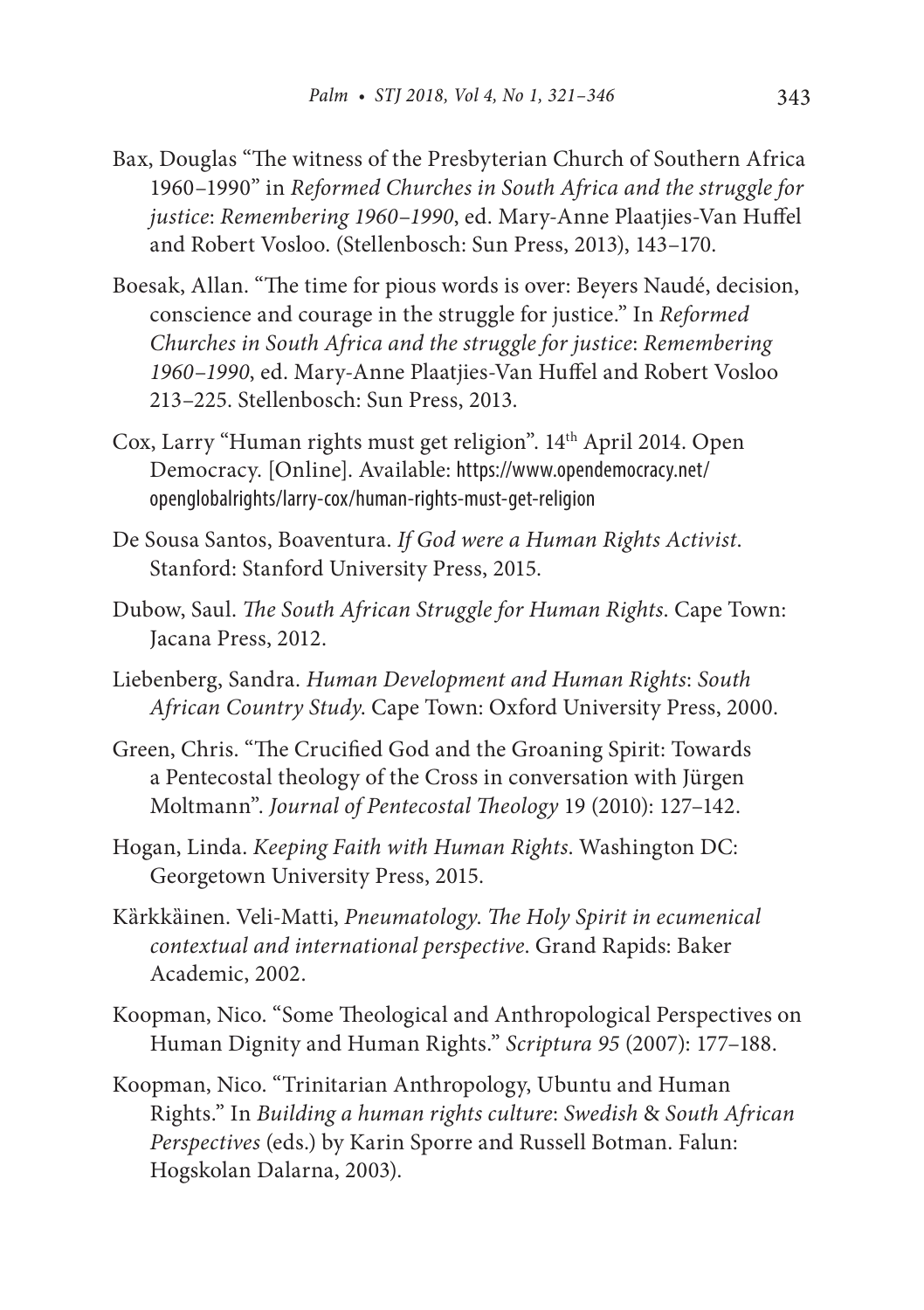Bax, Douglas "The witness of the Presbyterian Church of Southern Africa 1960–1990" in *Reformed Churches in South Africa and the struggle for justice*: *Remembering 1960–1990*, ed. Mary-Anne Plaatjies-Van Huffel and Robert Vosloo. (Stellenbosch: Sun Press, 2013), 143–170.

Boesak, Allan. "The time for pious words is over: Beyers Naudé, decision, conscience and courage in the struggle for justice." In *Reformed Churches in South Africa and the struggle for justice*: *Remembering 1960–1990*, ed. Mary-Anne Plaatjies-Van Huffel and Robert Vosloo 213–225. Stellenbosch: Sun Press, 2013.

Cox, Larry "Human rights must get religion". 14th April 2014. Open Democracy. [Online]. Available: https://www.opendemocracy.net/openglobalrights/larry-cox/human-rights-must-get-religion

De Sousa Santos, Boaventura. *If God were a Human Rights Activist*. Stanford: Stanford University Press, 2015.

Dubow, Saul. *The South African Struggle for Human Rights*. Cape Town: Jacana Press, 2012.

Liebenberg, Sandra. *Human Development and Human Rights*: *South African Country Study*. Cape Town: Oxford University Press, 2000.

Green, Chris. "The Crucified God and the Groaning Spirit: Towards a Pentecostal theology of the Cross in conversation with Jürgen Moltmann". *Journal of Pentecostal Theology* 19 (2010): 127–142.

Hogan, Linda. *Keeping Faith with Human Rights*. Washington DC: Georgetown University Press, 2015.

Kàrkkäinen. Veli-Matti, *Pneumatology. The Holy Spirit in ecumenical contextual and international perspective*. Grand Rapids: Baker Academic, 2002.

Koopman, Nico. "Some Theological and Anthropological Perspectives on Human Dignity and Human Rights." *Scriptura 95* (2007): 177–188.

Koopman, Nico. "Trinitarian Anthropology, Ubuntu and Human Rights." In *Building a human rights culture*: *Swedish* & *South African Perspectives* (eds.) by Karin Sporre and Russell Botman. Falun: Hogskolan Dalarna, 2003).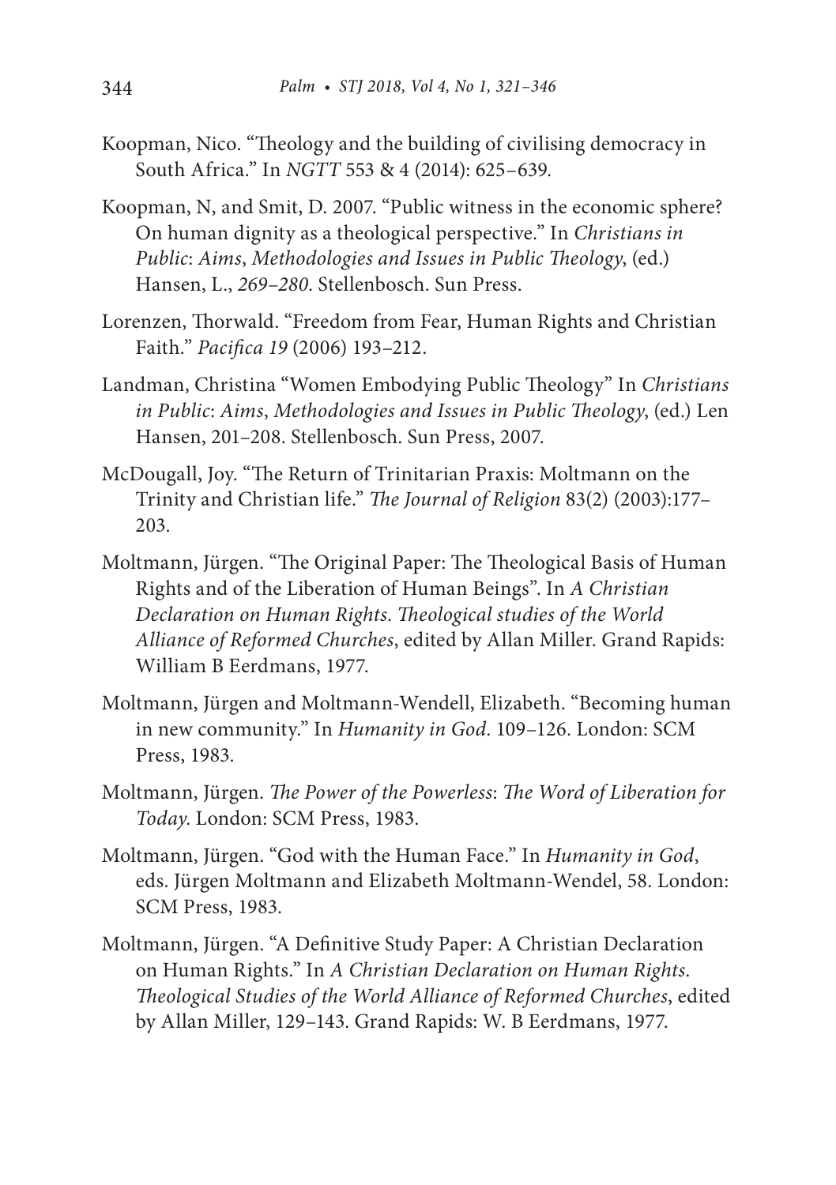Koopman, Nico. "Theology and the building of civilising democracy in South Africa." In *NGTT* 553 & 4 (2014): 625–639.

Koopman, N, and Smit, D. 2007. "Public witness in the economic sphere? On human dignity as a theological perspective." In *Christians in Public*: *Aims*, *Methodologies and Issues in Public Theology*, (ed.) Hansen, L., *269–280*. Stellenbosch. Sun Press.

Lorenzen, Thorwald. "Freedom from Fear, Human Rights and Christian Faith." *Pacifica 19* (2006) 193–212.

Landman, Christina "Women Embodying Public Theology" In *Christians in Public*: *Aims*, *Methodologies and Issues in Public Theology*, (ed.) Len Hansen, 201–208. Stellenbosch. Sun Press, 2007.

McDougall, Joy. "The Return of Trinitarian Praxis: Moltmann on the Trinity and Christian life." *The Journal of Religion* 83(2) (2003):177–203.

Moltmann, Jürgen. "The Original Paper: The Theological Basis of Human Rights and of the Liberation of Human Beings". In *A Christian Declaration on Human Rights*. *Theological studies of the World Alliance of Reformed Churches*, edited by Allan Miller. Grand Rapids: William B Eerdmans, 1977.

Moltmann, Jürgen and Moltmann-Wendell, Elizabeth. "Becoming human in new community." In *Humanity in God*. 109–126. London: SCM Press, 1983.

Moltmann, Jürgen. *The Power of the Powerless*: *The Word of Liberation for Today*. London: SCM Press, 1983.

Moltmann, Jürgen. "God with the Human Face." In *Humanity in God*, eds. Jürgen Moltmann and Elizabeth Moltmann-Wendel, 58. London: SCM Press, 1983.

Moltmann, Jürgen. "A Definitive Study Paper: A Christian Declaration on Human Rights." In *A Christian Declaration on Human Rights*. *Theological Studies of the World Alliance of Reformed Churches*, edited by Allan Miller, 129–143. Grand Rapids: W. B Eerdmans, 1977.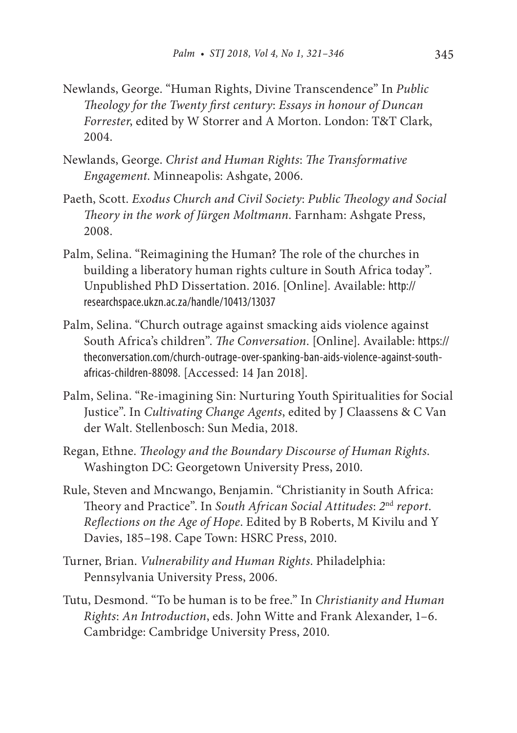Newlands, George. "Human Rights, Divine Transcendence" In *Public Theology for the Twenty first century*: *Essays in honour of Duncan Forrester*, edited by W Storrer and A Morton. London: T&T Clark, 2004.

Newlands, George. *Christ and Human Rights*: *The Transformative Engagement*. Minneapolis: Ashgate, 2006.

Paeth, Scott. *Exodus Church and Civil Society*: *Public Theology and Social Theory in the work of Jürgen Moltmann*. Farnham: Ashgate Press, 2008.

Palm, Selina. "Reimagining the Human? The role of the churches in building a liberatory human rights culture in South Africa today". Unpublished PhD Dissertation. 2016. [Online]. Available: http://researchspace.ukzn.ac.za/handle/10413/13037

Palm, Selina. "Church outrage against smacking aids violence against South Africa's children". *The Conversation*. [Online]. Available: https://theconversation.com/church-outrage-over-spanking-ban-aids-violence-against-south-africas-children-88098. [Accessed: 14 Jan 2018].

Palm, Selina. "Re-imagining Sin: Nurturing Youth Spiritualities for Social Justice". In *Cultivating Change Agents*, edited by J Claassens & C Van der Walt. Stellenbosch: Sun Media, 2018.

Regan, Ethne. *Theology and the Boundary Discourse of Human Rights*. Washington DC: Georgetown University Press, 2010.

Rule, Steven and Mncwango, Benjamin. "Christianity in South Africa: Theory and Practice". In *South African Social Attitudes*: *2nd report*. *Reflections on the Age of Hope*. Edited by B Roberts, M Kivilu and Y Davies, 185–198. Cape Town: HSRC Press, 2010.

Turner, Brian. *Vulnerability and Human Rights*. Philadelphia: Pennsylvania University Press, 2006.

Tutu, Desmond. "To be human is to be free." In *Christianity and Human Rights*: *An Introduction*, eds. John Witte and Frank Alexander, 1–6. Cambridge: Cambridge University Press, 2010.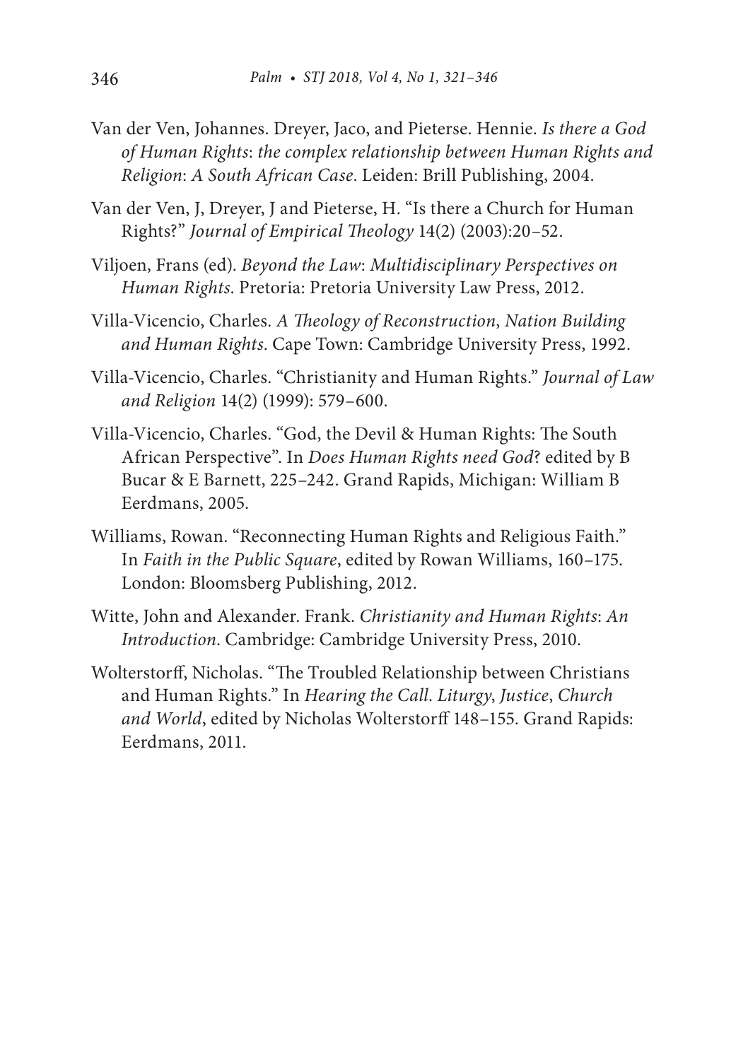Van der Ven, Johannes. Dreyer, Jaco, and Pieterse. Hennie. *Is there a God of Human Rights*: *the complex relationship between Human Rights and Religion*: *A South African Case*. Leiden: Brill Publishing, 2004.

Van der Ven, J, Dreyer, J and Pieterse, H. "Is there a Church for Human Rights?" *Journal of Empirical Theology* 14(2) (2003):20–52.

Viljoen, Frans (ed). *Beyond the Law*: *Multidisciplinary Perspectives on Human Rights*. Pretoria: Pretoria University Law Press, 2012.

Villa-Vicencio, Charles. *A Theology of Reconstruction*, *Nation Building and Human Rights*. Cape Town: Cambridge University Press, 1992.

Villa-Vicencio, Charles. "Christianity and Human Rights." *Journal of Law and Religion* 14(2) (1999): 579–600.

Villa-Vicencio, Charles. "God, the Devil & Human Rights: The South African Perspective". In *Does Human Rights need God*? edited by B Bucar & E Barnett, 225–242. Grand Rapids, Michigan: William B Eerdmans, 2005.

Williams, Rowan. "Reconnecting Human Rights and Religious Faith." In *Faith in the Public Square*, edited by Rowan Williams, 160–175. London: Bloomsberg Publishing, 2012.

Witte, John and Alexander. Frank. *Christianity and Human Rights*: *An Introduction*. Cambridge: Cambridge University Press, 2010.

Wolterstorff, Nicholas. "The Troubled Relationship between Christians and Human Rights." In *Hearing the Call*. *Liturgy*, *Justice*, *Church and World*, edited by Nicholas Wolterstorff 148–155. Grand Rapids: Eerdmans, 2011.